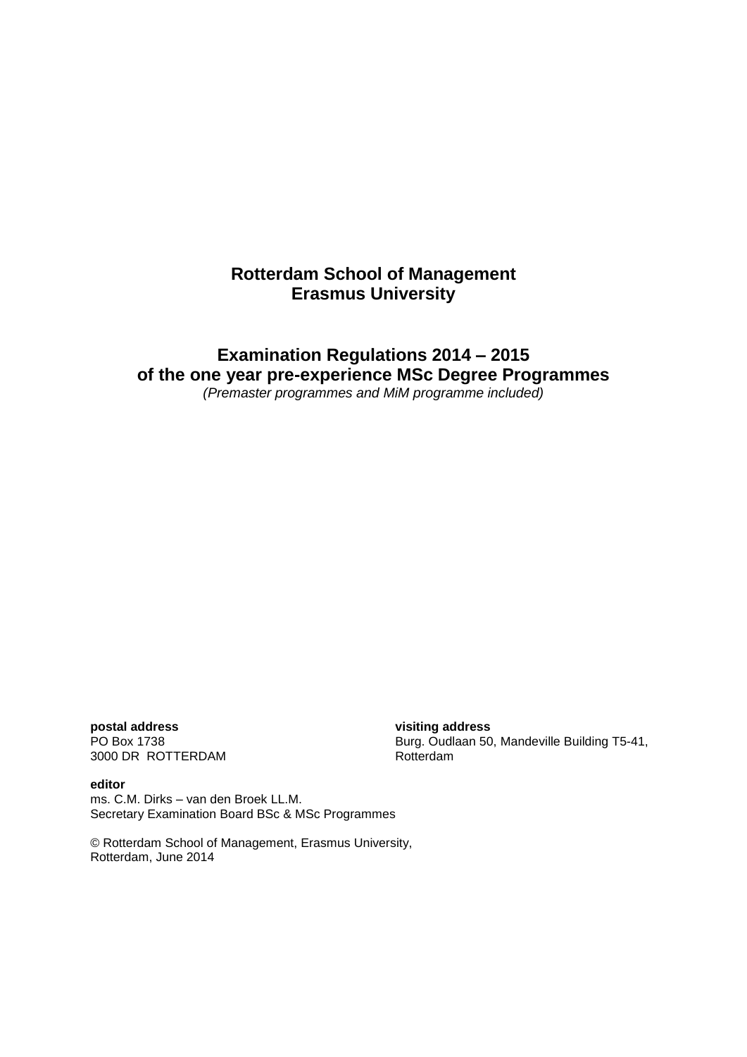**Rotterdam School of Management**
**Erasmus University**

# Examination Regulations 2014 – 2015 of the one year pre-experience MSc Degree Programmes

*(Premaster programmes and MiM programme included)*

**postal address**
PO Box 1738
3000 DR ROTTERDAM

**visiting address**
Burg. Oudlaan 50, Mandeville Building T5-41, Rotterdam

**editor**
ms. C.M. Dirks – van den Broek LL.M.
Secretary Examination Board BSc & MSc Programmes

© Rotterdam School of Management, Erasmus University, Rotterdam, June 2014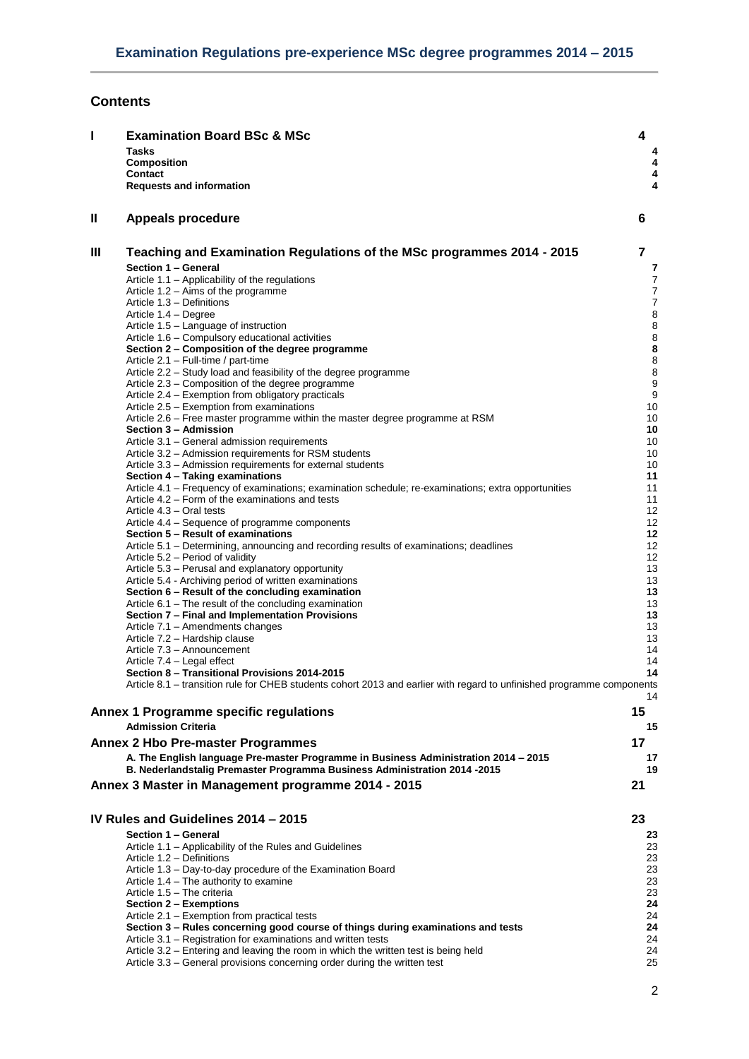## Contents

| | | |
|---|---|---|
| **I** | **Examination Board BSc & MSc** | **4** |
| | **Tasks** | **4** |
| | **Composition** | **4** |
| | **Contact** | **4** |
| | **Requests and information** | **4** |
| **II** | **Appeals procedure** | **6** |
| **III** | **Teaching and Examination Regulations of the MSc programmes 2014 - 2015** | **7** |
| | **Section 1 – General** | **7** |
| | Article 1.1 – Applicability of the regulations | 7 |
| | Article 1.2 – Aims of the programme | 7 |
| | Article 1.3 – Definitions | 7 |
| | Article 1.4 – Degree | 8 |
| | Article 1.5 – Language of instruction | 8 |
| | Article 1.6 – Compulsory educational activities | 8 |
| | **Section 2 – Composition of the degree programme** | **8** |
| | Article 2.1 – Full-time / part-time | 8 |
| | Article 2.2 – Study load and feasibility of the degree programme | 8 |
| | Article 2.3 – Composition of the degree programme | 9 |
| | Article 2.4 – Exemption from obligatory practicals | 9 |
| | Article 2.5 – Exemption from examinations | 10 |
| | Article 2.6 – Free master programme within the master degree programme at RSM | 10 |
| | **Section 3 – Admission** | **10** |
| | Article 3.1 – General admission requirements | 10 |
| | Article 3.2 – Admission requirements for RSM students | 10 |
| | Article 3.3 – Admission requirements for external students | 10 |
| | **Section 4 – Taking examinations** | **11** |
| | Article 4.1 – Frequency of examinations; examination schedule; re-examinations; extra opportunities | 11 |
| | Article 4.2 – Form of the examinations and tests | 11 |
| | Article 4.3 – Oral tests | 12 |
| | Article 4.4 – Sequence of programme components | 12 |
| | **Section 5 – Result of examinations** | **12** |
| | Article 5.1 – Determining, announcing and recording results of examinations; deadlines | 12 |
| | Article 5.2 – Period of validity | 12 |
| | Article 5.3 – Perusal and explanatory opportunity | 13 |
| | Article 5.4 - Archiving period of written examinations | 13 |
| | **Section 6 – Result of the concluding examination** | **13** |
| | Article 6.1 – The result of the concluding examination | 13 |
| | **Section 7 – Final and Implementation Provisions** | **13** |
| | Article 7.1 – Amendments changes | 13 |
| | Article 7.2 – Hardship clause | 13 |
| | Article 7.3 – Announcement | 14 |
| | Article 7.4 – Legal effect | 14 |
| | **Section 8 – Transitional Provisions 2014-2015** | **14** |
| | Article 8.1 – transition rule for CHEB students cohort 2013 and earlier with regard to unfinished programme components | 14 |
| **Annex 1 Programme specific regulations** | | **15** |
| | **Admission Criteria** | **15** |
| **Annex 2 Hbo Pre-master Programmes** | | **17** |
| | **A. The English language Pre-master Programme in Business Administration 2014 – 2015** | **17** |
| | **B. Nederlandstalig Premaster Programma Business Administration 2014 -2015** | **19** |
| **Annex 3 Master in Management programme 2014 - 2015** | | **21** |
| **IV Rules and Guidelines 2014 – 2015** | | **23** |
| | **Section 1 – General** | **23** |
| | Article 1.1 – Applicability of the Rules and Guidelines | 23 |
| | Article 1.2 – Definitions | 23 |
| | Article 1.3 – Day-to-day procedure of the Examination Board | 23 |
| | Article 1.4 – The authority to examine | 23 |
| | Article 1.5 – The criteria | 23 |
| | **Section 2 – Exemptions** | **24** |
| | Article 2.1 – Exemption from practical tests | 24 |
| | **Section 3 – Rules concerning good course of things during examinations and tests** | **24** |
| | Article 3.1 – Registration for examinations and written tests | 24 |
| | Article 3.2 – Entering and leaving the room in which the written test is being held | 24 |
| | Article 3.3 – General provisions concerning order during the written test | 25 |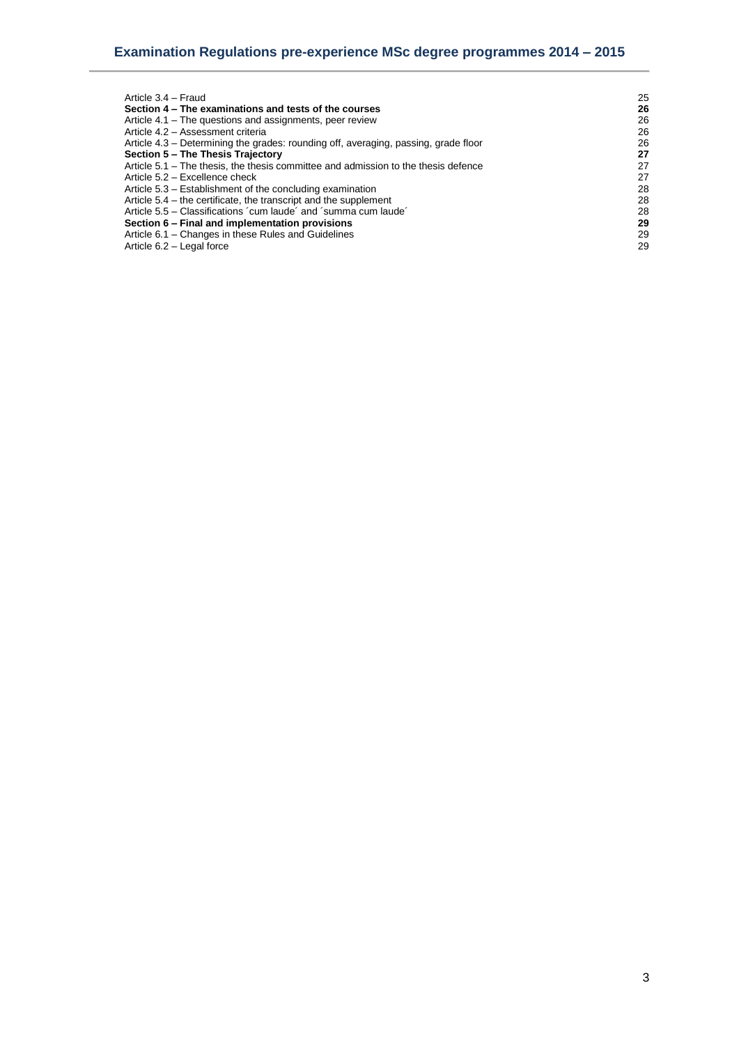| | |
|---|---|
| Article 3.4 – Fraud | 25 |
| **Section 4 – The examinations and tests of the courses** | **26** |
| Article 4.1 – The questions and assignments, peer review | 26 |
| Article 4.2 – Assessment criteria | 26 |
| Article 4.3 – Determining the grades: rounding off, averaging, passing, grade floor | 26 |
| **Section 5 – The Thesis Trajectory** | **27** |
| Article 5.1 – The thesis, the thesis committee and admission to the thesis defence | 27 |
| Article 5.2 – Excellence check | 27 |
| Article 5.3 – Establishment of the concluding examination | 28 |
| Article 5.4 – the certificate, the transcript and the supplement | 28 |
| Article 5.5 – Classifications ´cum laude´ and ´summa cum laude´ | 28 |
| **Section 6 – Final and implementation provisions** | **29** |
| Article 6.1 – Changes in these Rules and Guidelines | 29 |
| Article 6.2 – Legal force | 29 |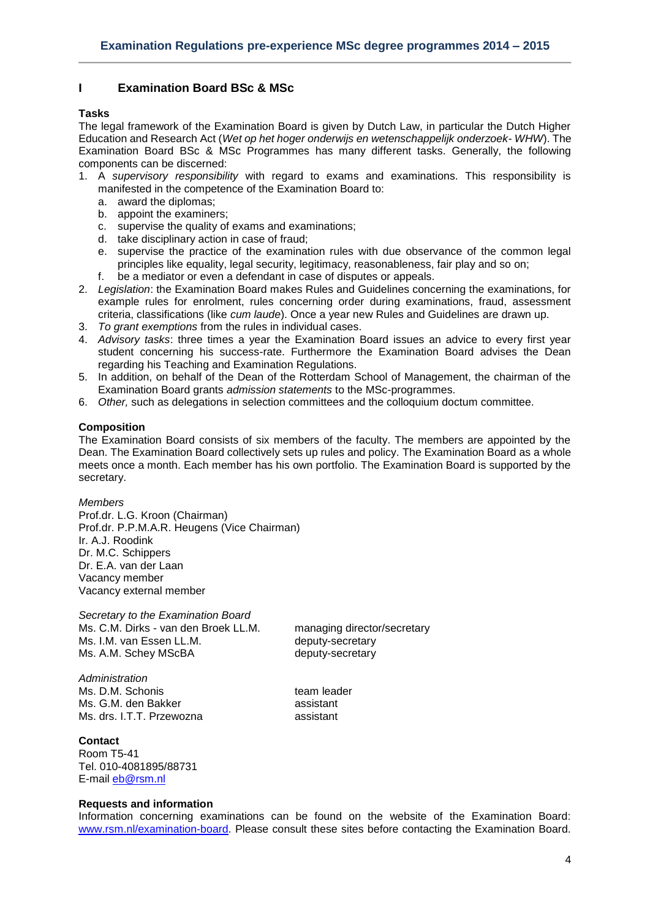# I Examination Board BSc & MSc

**Tasks**

The legal framework of the Examination Board is given by Dutch Law, in particular the Dutch Higher Education and Research Act (*Wet op het hoger onderwijs en wetenschappelijk onderzoek- WHW*). The Examination Board BSc & MSc Programmes has many different tasks. Generally, the following components can be discerned:

1. A *supervisory responsibility* with regard to exams and examinations. This responsibility is manifested in the competence of the Examination Board to:
   a. award the diplomas;
   b. appoint the examiners;
   c. supervise the quality of exams and examinations;
   d. take disciplinary action in case of fraud;
   e. supervise the practice of the examination rules with due observance of the common legal principles like equality, legal security, legitimacy, reasonableness, fair play and so on;
   f. be a mediator or even a defendant in case of disputes or appeals.
2. *Legislation*: the Examination Board makes Rules and Guidelines concerning the examinations, for example rules for enrolment, rules concerning order during examinations, fraud, assessment criteria, classifications (like *cum laude*). Once a year new Rules and Guidelines are drawn up.
3. *To grant exemptions* from the rules in individual cases.
4. *Advisory tasks*: three times a year the Examination Board issues an advice to every first year student concerning his success-rate. Furthermore the Examination Board advises the Dean regarding his Teaching and Examination Regulations.
5. In addition, on behalf of the Dean of the Rotterdam School of Management, the chairman of the Examination Board grants *admission statements* to the MSc-programmes.
6. *Other,* such as delegations in selection committees and the colloquium doctum committee.

**Composition**

The Examination Board consists of six members of the faculty. The members are appointed by the Dean. The Examination Board collectively sets up rules and policy. The Examination Board as a whole meets once a month. Each member has his own portfolio. The Examination Board is supported by the secretary.

*Members*
Prof.dr. L.G. Kroon (Chairman)
Prof.dr. P.P.M.A.R. Heugens (Vice Chairman)
Ir. A.J. Roodink
Dr. M.C. Schippers
Dr. E.A. van der Laan
Vacancy member
Vacancy external member

*Secretary to the Examination Board*

| | |
|---|---|
| Ms. C.M. Dirks - van den Broek LL.M. | managing director/secretary |
| Ms. I.M. van Essen LL.M. | deputy-secretary |
| Ms. A.M. Schey MScBA | deputy-secretary |

*Administration*

| | |
|---|---|
| Ms. D.M. Schonis | team leader |
| Ms. G.M. den Bakker | assistant |
| Ms. drs. I.T.T. Przewozna | assistant |

**Contact**

Room T5-41
Tel. 010-4081895/88731
E-mail eb@rsm.nl

**Requests and information**

Information concerning examinations can be found on the website of the Examination Board: www.rsm.nl/examination-board. Please consult these sites before contacting the Examination Board.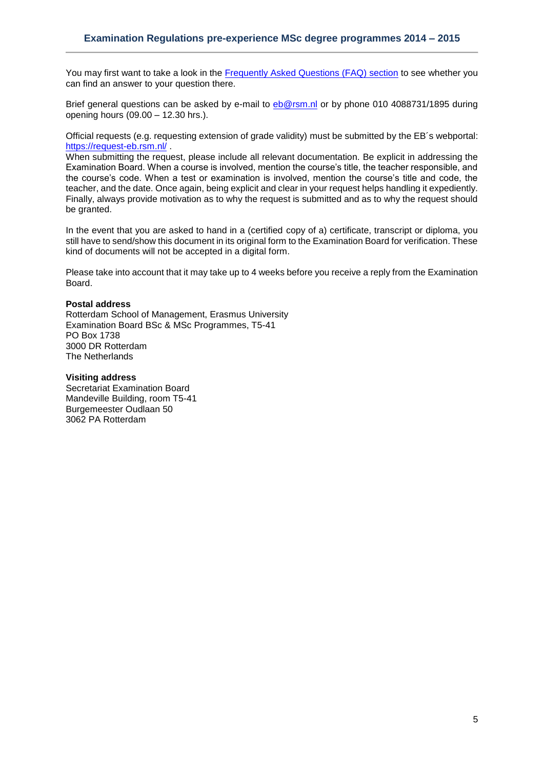You may first want to take a look in the [Frequently Asked Questions (FAQ) section](#) to see whether you can find an answer to your question there.

Brief general questions can be asked by e-mail to [eb@rsm.nl](mailto:eb@rsm.nl) or by phone 010 4088731/1895 during opening hours (09.00 – 12.30 hrs.).

Official requests (e.g. requesting extension of grade validity) must be submitted by the EB´s webportal: [https://request-eb.rsm.nl/](https://request-eb.rsm.nl/) .
When submitting the request, please include all relevant documentation. Be explicit in addressing the Examination Board. When a course is involved, mention the course's title, the teacher responsible, and the course's code. When a test or examination is involved, mention the course's title and code, the teacher, and the date. Once again, being explicit and clear in your request helps handling it expediently. Finally, always provide motivation as to why the request is submitted and as to why the request should be granted.

In the event that you are asked to hand in a (certified copy of a) certificate, transcript or diploma, you still have to send/show this document in its original form to the Examination Board for verification. These kind of documents will not be accepted in a digital form.

Please take into account that it may take up to 4 weeks before you receive a reply from the Examination Board.

**Postal address**
Rotterdam School of Management, Erasmus University
Examination Board BSc & MSc Programmes, T5-41
PO Box 1738
3000 DR Rotterdam
The Netherlands

**Visiting address**
Secretariat Examination Board
Mandeville Building, room T5-41
Burgemeester Oudlaan 50
3062 PA Rotterdam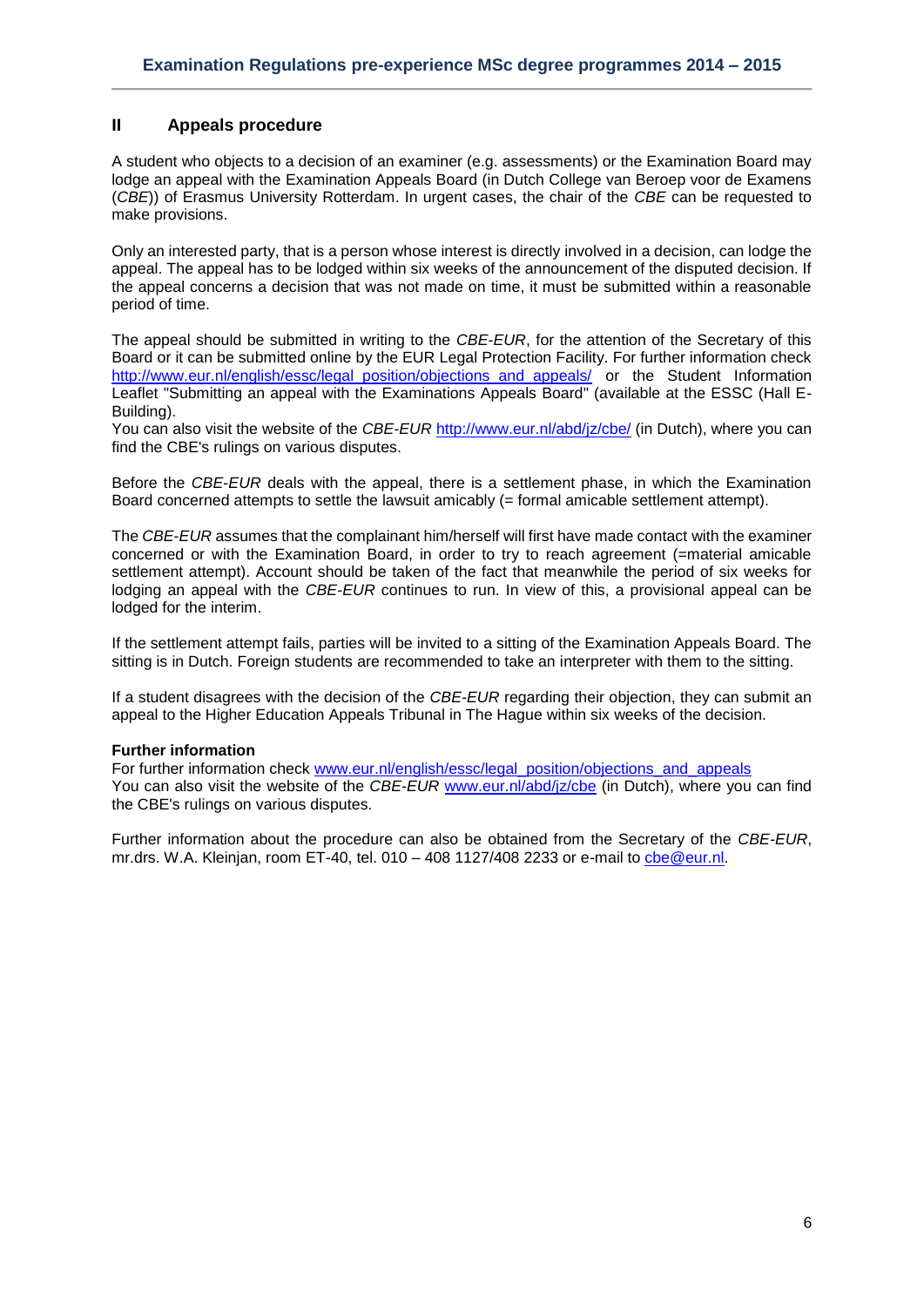## II Appeals procedure

A student who objects to a decision of an examiner (e.g. assessments) or the Examination Board may lodge an appeal with the Examination Appeals Board (in Dutch College van Beroep voor de Examens (*CBE*)) of Erasmus University Rotterdam. In urgent cases, the chair of the *CBE* can be requested to make provisions.

Only an interested party, that is a person whose interest is directly involved in a decision, can lodge the appeal. The appeal has to be lodged within six weeks of the announcement of the disputed decision. If the appeal concerns a decision that was not made on time, it must be submitted within a reasonable period of time.

The appeal should be submitted in writing to the *CBE-EUR*, for the attention of the Secretary of this Board or it can be submitted online by the EUR Legal Protection Facility. For further information check http://www.eur.nl/english/essc/legal_position/objections_and_appeals/ or the Student Information Leaflet "Submitting an appeal with the Examinations Appeals Board" (available at the ESSC (Hall E-Building).
You can also visit the website of the *CBE-EUR* http://www.eur.nl/abd/jz/cbe/ (in Dutch), where you can find the CBE's rulings on various disputes.

Before the *CBE-EUR* deals with the appeal, there is a settlement phase, in which the Examination Board concerned attempts to settle the lawsuit amicably (= formal amicable settlement attempt).

The *CBE-EUR* assumes that the complainant him/herself will first have made contact with the examiner concerned or with the Examination Board, in order to try to reach agreement (=material amicable settlement attempt). Account should be taken of the fact that meanwhile the period of six weeks for lodging an appeal with the *CBE-EUR* continues to run. In view of this, a provisional appeal can be lodged for the interim.

If the settlement attempt fails, parties will be invited to a sitting of the Examination Appeals Board. The sitting is in Dutch. Foreign students are recommended to take an interpreter with them to the sitting.

If a student disagrees with the decision of the *CBE-EUR* regarding their objection, they can submit an appeal to the Higher Education Appeals Tribunal in The Hague within six weeks of the decision.

**Further information**
For further information check www.eur.nl/english/essc/legal_position/objections_and_appeals
You can also visit the website of the *CBE-EUR* www.eur.nl/abd/jz/cbe (in Dutch), where you can find the CBE's rulings on various disputes.

Further information about the procedure can also be obtained from the Secretary of the *CBE-EUR*, mr.drs. W.A. Kleinjan, room ET-40, tel. 010 – 408 1127/408 2233 or e-mail to cbe@eur.nl.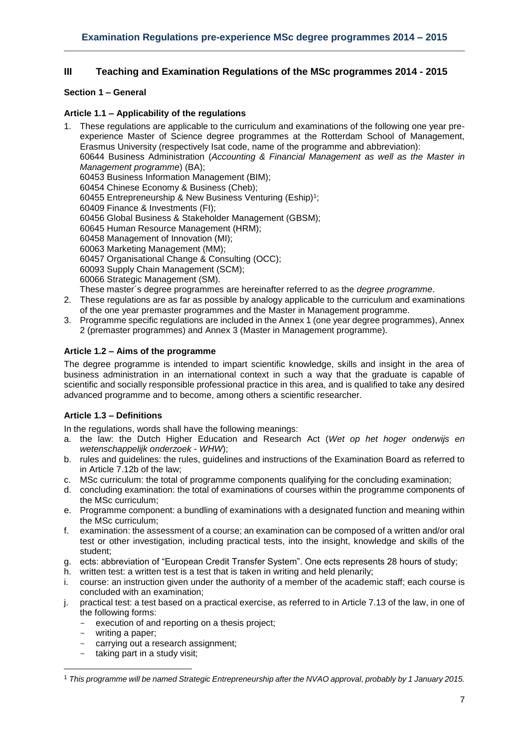## III Teaching and Examination Regulations of the MSc programmes 2014 - 2015

### Section 1 – General

#### Article 1.1 – Applicability of the regulations

1. These regulations are applicable to the curriculum and examinations of the following one year pre-experience Master of Science degree programmes at the Rotterdam School of Management, Erasmus University (respectively Isat code, name of the programme and abbreviation):
   60644 Business Administration (*Accounting & Financial Management as well as the Master in Management programme*) (BA);
   60453 Business Information Management (BIM);
   60454 Chinese Economy & Business (Cheb);
   60455 Entrepreneurship & New Business Venturing (Eship)[1];
   60409 Finance & Investments (FI);
   60456 Global Business & Stakeholder Management (GBSM);
   60645 Human Resource Management (HRM);
   60458 Management of Innovation (MI);
   60063 Marketing Management (MM);
   60457 Organisational Change & Consulting (OCC);
   60093 Supply Chain Management (SCM);
   60066 Strategic Management (SM).
   These master´s degree programmes are hereinafter referred to as the *degree programme*.
2. These regulations are as far as possible by analogy applicable to the curriculum and examinations of the one year premaster programmes and the Master in Management programme.
3. Programme specific regulations are included in the Annex 1 (one year degree programmes), Annex 2 (premaster programmes) and Annex 3 (Master in Management programme).

#### Article 1.2 – Aims of the programme

The degree programme is intended to impart scientific knowledge, skills and insight in the area of business administration in an international context in such a way that the graduate is capable of scientific and socially responsible professional practice in this area, and is qualified to take any desired advanced programme and to become, among others a scientific researcher.

#### Article 1.3 – Definitions

In the regulations, words shall have the following meanings:

a. the law: the Dutch Higher Education and Research Act (*Wet op het hoger onderwijs en wetenschappelijk onderzoek - WHW*);
b. rules and guidelines: the rules, guidelines and instructions of the Examination Board as referred to in Article 7.12b of the law;
c. MSc curriculum: the total of programme components qualifying for the concluding examination;
d. concluding examination: the total of examinations of courses within the programme components of the MSc curriculum;
e. Programme component: a bundling of examinations with a designated function and meaning within the MSc curriculum;
f. examination: the assessment of a course; an examination can be composed of a written and/or oral test or other investigation, including practical tests, into the insight, knowledge and skills of the student;
g. ects: abbreviation of "European Credit Transfer System". One ects represents 28 hours of study;
h. written test: a written test is a test that is taken in writing and held plenarily;
i. course: an instruction given under the authority of a member of the academic staff; each course is concluded with an examination;
j. practical test: a test based on a practical exercise, as referred to in Article 7.13 of the law, in one of the following forms:
   - execution of and reporting on a thesis project;
   - writing a paper;
   - carrying out a research assignment;
   - taking part in a study visit;

[1] *This programme will be named Strategic Entrepreneurship after the NVAO approval, probably by 1 January 2015.*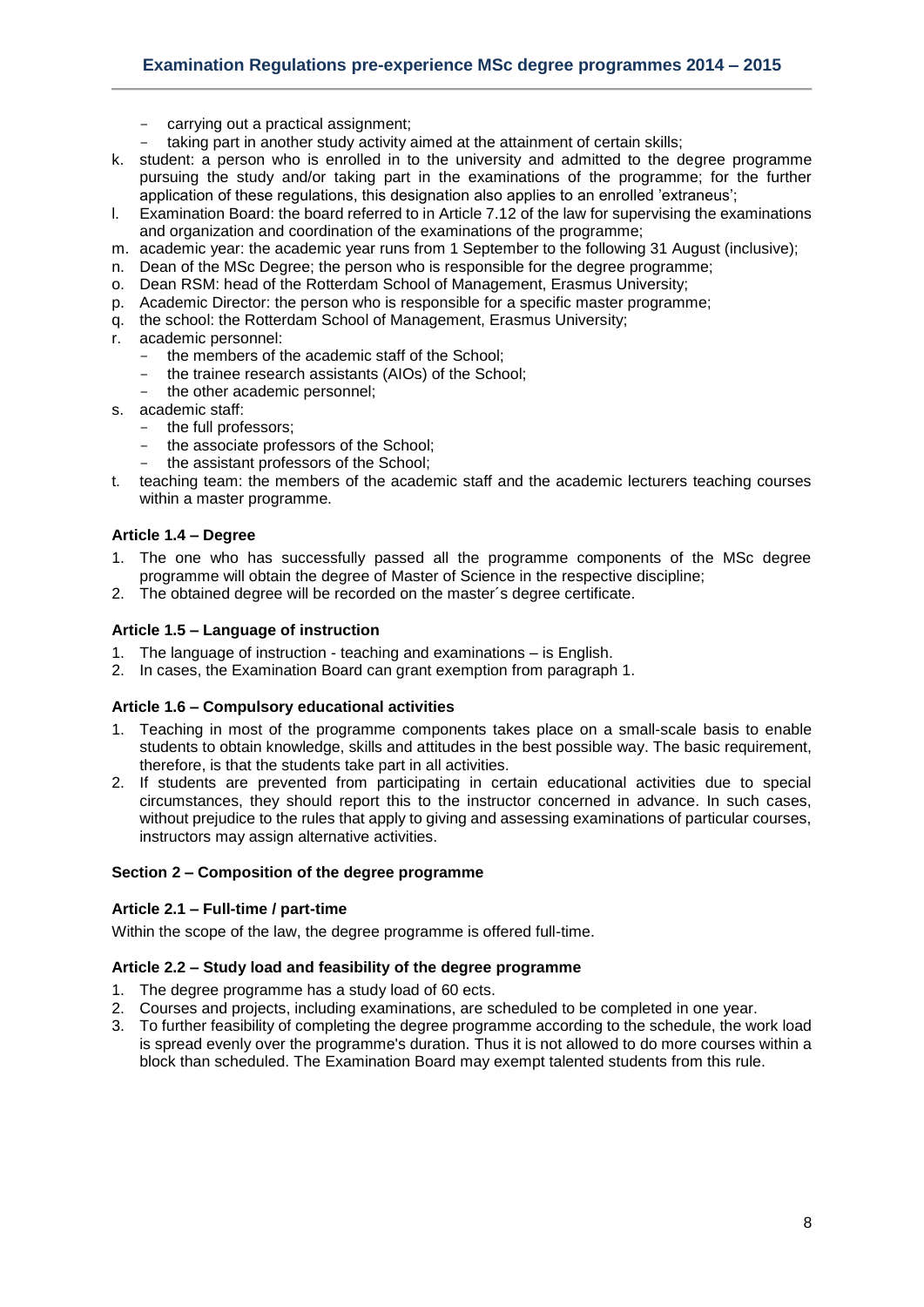- carrying out a practical assignment;
- taking part in another study activity aimed at the attainment of certain skills;

k. student: a person who is enrolled in to the university and admitted to the degree programme pursuing the study and/or taking part in the examinations of the programme; for the further application of these regulations, this designation also applies to an enrolled 'extraneus';
l. Examination Board: the board referred to in Article 7.12 of the law for supervising the examinations and organization and coordination of the examinations of the programme;
m. academic year: the academic year runs from 1 September to the following 31 August (inclusive);
n. Dean of the MSc Degree; the person who is responsible for the degree programme;
o. Dean RSM: head of the Rotterdam School of Management, Erasmus University;
p. Academic Director: the person who is responsible for a specific master programme;
q. the school: the Rotterdam School of Management, Erasmus University;
r. academic personnel:
   - the members of the academic staff of the School;
   - the trainee research assistants (AIOs) of the School;
   - the other academic personnel;
s. academic staff:
   - the full professors;
   - the associate professors of the School;
   - the assistant professors of the School;
t. teaching team: the members of the academic staff and the academic lecturers teaching courses within a master programme.

**Article 1.4 – Degree**

1. The one who has successfully passed all the programme components of the MSc degree programme will obtain the degree of Master of Science in the respective discipline;
2. The obtained degree will be recorded on the master´s degree certificate.

**Article 1.5 – Language of instruction**

1. The language of instruction - teaching and examinations – is English.
2. In cases, the Examination Board can grant exemption from paragraph 1.

**Article 1.6 – Compulsory educational activities**

1. Teaching in most of the programme components takes place on a small-scale basis to enable students to obtain knowledge, skills and attitudes in the best possible way. The basic requirement, therefore, is that the students take part in all activities.
2. If students are prevented from participating in certain educational activities due to special circumstances, they should report this to the instructor concerned in advance. In such cases, without prejudice to the rules that apply to giving and assessing examinations of particular courses, instructors may assign alternative activities.

**Section 2 – Composition of the degree programme**

**Article 2.1 – Full-time / part-time**

Within the scope of the law, the degree programme is offered full-time.

**Article 2.2 – Study load and feasibility of the degree programme**

1. The degree programme has a study load of 60 ects.
2. Courses and projects, including examinations, are scheduled to be completed in one year.
3. To further feasibility of completing the degree programme according to the schedule, the work load is spread evenly over the programme's duration. Thus it is not allowed to do more courses within a block than scheduled. The Examination Board may exempt talented students from this rule.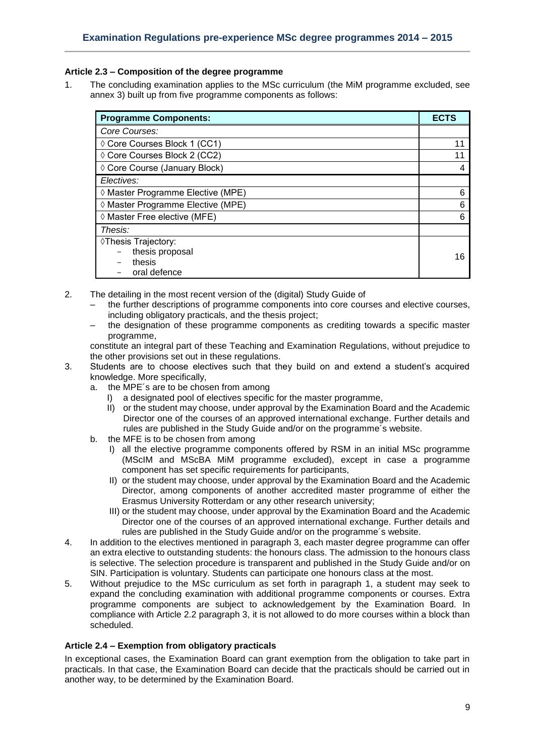### Article 2.3 – Composition of the degree programme

1. The concluding examination applies to the MSc curriculum (the MiM programme excluded, see annex 3) built up from five programme components as follows:

| Programme Components: | ECTS |
|---|---|
| *Core Courses:* | |
| ◊ Core Courses Block 1 (CC1) | 11 |
| ◊ Core Courses Block 2 (CC2) | 11 |
| ◊ Core Course (January Block) | 4 |
| *Electives:* | |
| ◊ Master Programme Elective (MPE) | 6 |
| ◊ Master Programme Elective (MPE) | 6 |
| ◊ Master Free elective (MFE) | 6 |
| *Thesis:* | |
| ◊Thesis Trajectory: <br> - thesis proposal <br> - thesis <br> - oral defence | 16 |

2. The detailing in the most recent version of the (digital) Study Guide of
   – the further descriptions of programme components into core courses and elective courses, including obligatory practicals, and the thesis project;
   – the designation of these programme components as crediting towards a specific master programme,

   constitute an integral part of these Teaching and Examination Regulations, without prejudice to the other provisions set out in these regulations.
3. Students are to choose electives such that they build on and extend a student's acquired knowledge. More specifically,
   a. the MPE´s are to be chosen from among
      I) a designated pool of electives specific for the master programme,
      II) or the student may choose, under approval by the Examination Board and the Academic Director one of the courses of an approved international exchange. Further details and rules are published in the Study Guide and/or on the programme´s website.
   b. the MFE is to be chosen from among
      I) all the elective programme components offered by RSM in an initial MSc programme (MScIM and MScBA MiM programme excluded), except in case a programme component has set specific requirements for participants,
      II) or the student may choose, under approval by the Examination Board and the Academic Director, among components of another accredited master programme of either the Erasmus University Rotterdam or any other research university;
      III) or the student may choose, under approval by the Examination Board and the Academic Director one of the courses of an approved international exchange. Further details and rules are published in the Study Guide and/or on the programme´s website.
4. In addition to the electives mentioned in paragraph 3, each master degree programme can offer an extra elective to outstanding students: the honours class. The admission to the honours class is selective. The selection procedure is transparent and published in the Study Guide and/or on SIN. Participation is voluntary. Students can participate one honours class at the most.
5. Without prejudice to the MSc curriculum as set forth in paragraph 1, a student may seek to expand the concluding examination with additional programme components or courses. Extra programme components are subject to acknowledgement by the Examination Board. In compliance with Article 2.2 paragraph 3, it is not allowed to do more courses within a block than scheduled.

### Article 2.4 – Exemption from obligatory practicals

In exceptional cases, the Examination Board can grant exemption from the obligation to take part in practicals. In that case, the Examination Board can decide that the practicals should be carried out in another way, to be determined by the Examination Board.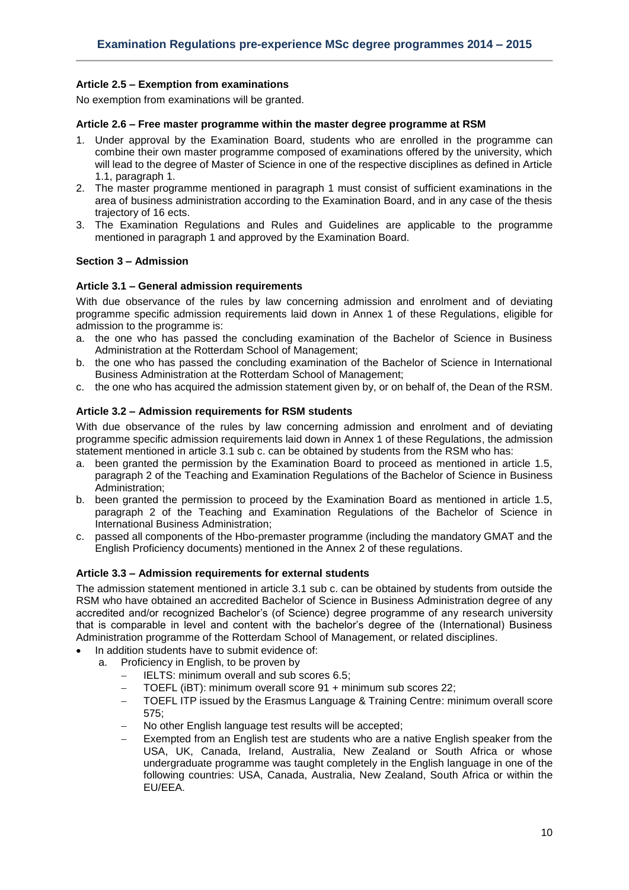### Article 2.5 – Exemption from examinations

No exemption from examinations will be granted.

### Article 2.6 – Free master programme within the master degree programme at RSM

1. Under approval by the Examination Board, students who are enrolled in the programme can combine their own master programme composed of examinations offered by the university, which will lead to the degree of Master of Science in one of the respective disciplines as defined in Article 1.1, paragraph 1.
2. The master programme mentioned in paragraph 1 must consist of sufficient examinations in the area of business administration according to the Examination Board, and in any case of the thesis trajectory of 16 ects.
3. The Examination Regulations and Rules and Guidelines are applicable to the programme mentioned in paragraph 1 and approved by the Examination Board.

## Section 3 – Admission

### Article 3.1 – General admission requirements

With due observance of the rules by law concerning admission and enrolment and of deviating programme specific admission requirements laid down in Annex 1 of these Regulations, eligible for admission to the programme is:

a. the one who has passed the concluding examination of the Bachelor of Science in Business Administration at the Rotterdam School of Management;
b. the one who has passed the concluding examination of the Bachelor of Science in International Business Administration at the Rotterdam School of Management;
c. the one who has acquired the admission statement given by, or on behalf of, the Dean of the RSM.

### Article 3.2 – Admission requirements for RSM students

With due observance of the rules by law concerning admission and enrolment and of deviating programme specific admission requirements laid down in Annex 1 of these Regulations, the admission statement mentioned in article 3.1 sub c. can be obtained by students from the RSM who has:

a. been granted the permission by the Examination Board to proceed as mentioned in article 1.5, paragraph 2 of the Teaching and Examination Regulations of the Bachelor of Science in Business Administration;
b. been granted the permission to proceed by the Examination Board as mentioned in article 1.5, paragraph 2 of the Teaching and Examination Regulations of the Bachelor of Science in International Business Administration;
c. passed all components of the Hbo-premaster programme (including the mandatory GMAT and the English Proficiency documents) mentioned in the Annex 2 of these regulations.

### Article 3.3 – Admission requirements for external students

The admission statement mentioned in article 3.1 sub c. can be obtained by students from outside the RSM who have obtained an accredited Bachelor of Science in Business Administration degree of any accredited and/or recognized Bachelor's (of Science) degree programme of any research university that is comparable in level and content with the bachelor's degree of the (International) Business Administration programme of the Rotterdam School of Management, or related disciplines.

- In addition students have to submit evidence of:
  a. Proficiency in English, to be proven by
     - IELTS: minimum overall and sub scores 6.5;
     - TOEFL (iBT): minimum overall score 91 + minimum sub scores 22;
     - TOEFL ITP issued by the Erasmus Language & Training Centre: minimum overall score 575;
     - No other English language test results will be accepted;
     - Exempted from an English test are students who are a native English speaker from the USA, UK, Canada, Ireland, Australia, New Zealand or South Africa or whose undergraduate programme was taught completely in the English language in one of the following countries: USA, Canada, Australia, New Zealand, South Africa or within the EU/EEA.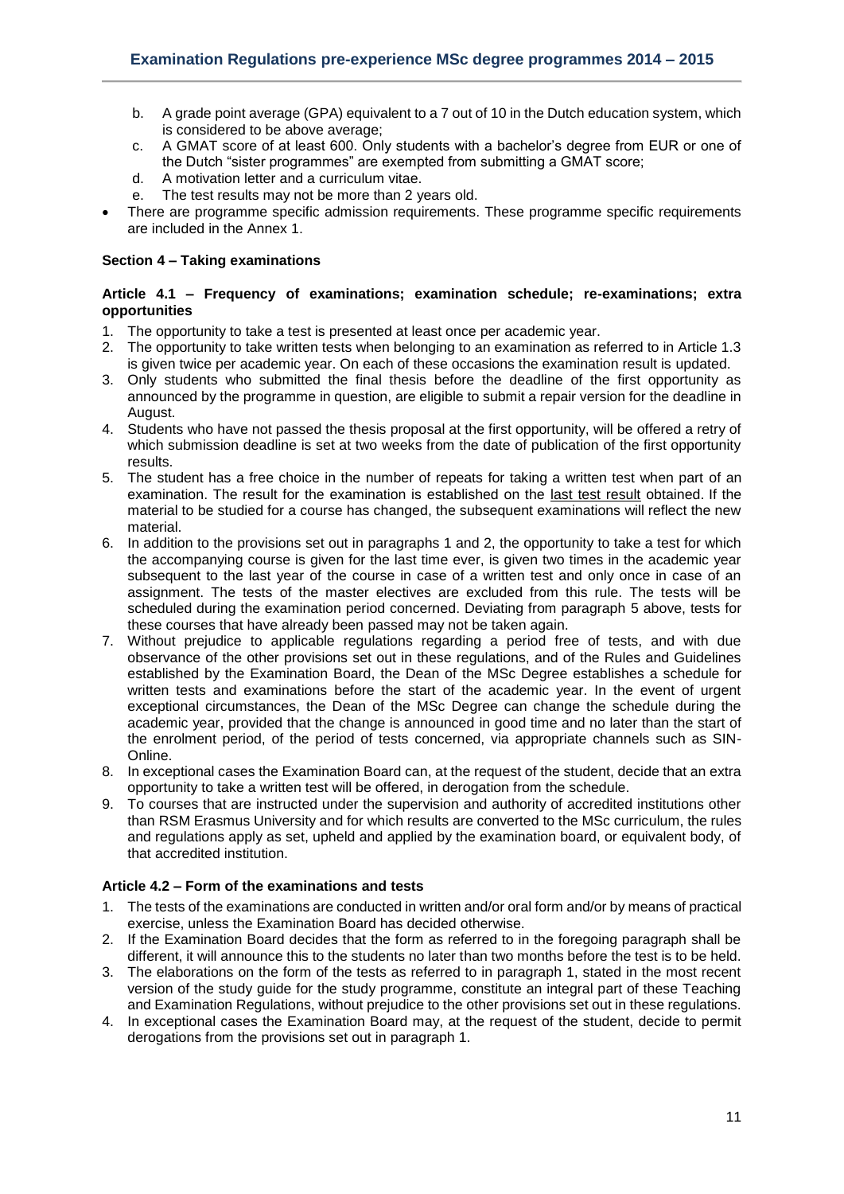b. A grade point average (GPA) equivalent to a 7 out of 10 in the Dutch education system, which is considered to be above average;
c. A GMAT score of at least 600. Only students with a bachelor's degree from EUR or one of the Dutch "sister programmes" are exempted from submitting a GMAT score;
d. A motivation letter and a curriculum vitae.
e. The test results may not be more than 2 years old.

- There are programme specific admission requirements. These programme specific requirements are included in the Annex 1.

### Section 4 – Taking examinations

#### Article 4.1 – Frequency of examinations; examination schedule; re-examinations; extra opportunities

1. The opportunity to take a test is presented at least once per academic year.
2. The opportunity to take written tests when belonging to an examination as referred to in Article 1.3 is given twice per academic year. On each of these occasions the examination result is updated.
3. Only students who submitted the final thesis before the deadline of the first opportunity as announced by the programme in question, are eligible to submit a repair version for the deadline in August.
4. Students who have not passed the thesis proposal at the first opportunity, will be offered a retry of which submission deadline is set at two weeks from the date of publication of the first opportunity results.
5. The student has a free choice in the number of repeats for taking a written test when part of an examination. The result for the examination is established on the <u>last test result</u> obtained. If the material to be studied for a course has changed, the subsequent examinations will reflect the new material.
6. In addition to the provisions set out in paragraphs 1 and 2, the opportunity to take a test for which the accompanying course is given for the last time ever, is given two times in the academic year subsequent to the last year of the course in case of a written test and only once in case of an assignment. The tests of the master electives are excluded from this rule. The tests will be scheduled during the examination period concerned. Deviating from paragraph 5 above, tests for these courses that have already been passed may not be taken again.
7. Without prejudice to applicable regulations regarding a period free of tests, and with due observance of the other provisions set out in these regulations, and of the Rules and Guidelines established by the Examination Board, the Dean of the MSc Degree establishes a schedule for written tests and examinations before the start of the academic year. In the event of urgent exceptional circumstances, the Dean of the MSc Degree can change the schedule during the academic year, provided that the change is announced in good time and no later than the start of the enrolment period, of the period of tests concerned, via appropriate channels such as SIN-Online.
8. In exceptional cases the Examination Board can, at the request of the student, decide that an extra opportunity to take a written test will be offered, in derogation from the schedule.
9. To courses that are instructed under the supervision and authority of accredited institutions other than RSM Erasmus University and for which results are converted to the MSc curriculum, the rules and regulations apply as set, upheld and applied by the examination board, or equivalent body, of that accredited institution.

#### Article 4.2 – Form of the examinations and tests

1. The tests of the examinations are conducted in written and/or oral form and/or by means of practical exercise, unless the Examination Board has decided otherwise.
2. If the Examination Board decides that the form as referred to in the foregoing paragraph shall be different, it will announce this to the students no later than two months before the test is to be held.
3. The elaborations on the form of the tests as referred to in paragraph 1, stated in the most recent version of the study guide for the study programme, constitute an integral part of these Teaching and Examination Regulations, without prejudice to the other provisions set out in these regulations.
4. In exceptional cases the Examination Board may, at the request of the student, decide to permit derogations from the provisions set out in paragraph 1.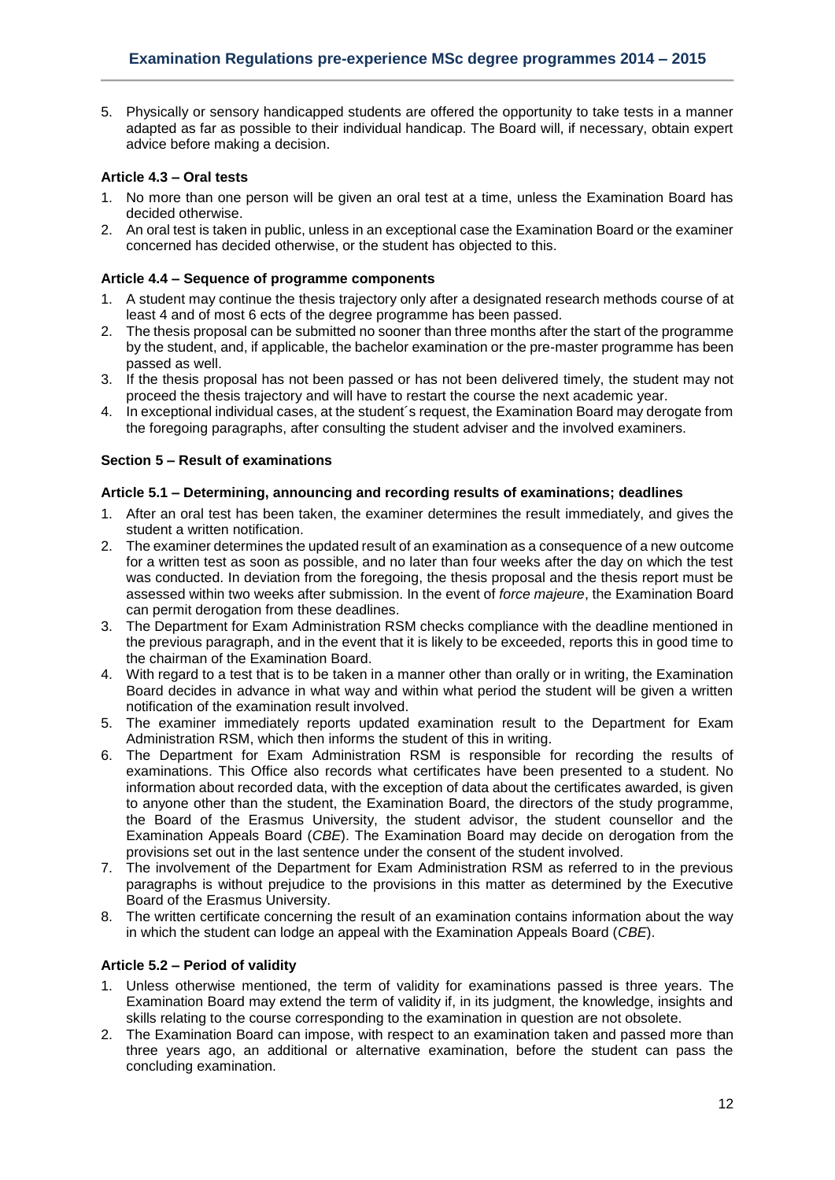5. Physically or sensory handicapped students are offered the opportunity to take tests in a manner adapted as far as possible to their individual handicap. The Board will, if necessary, obtain expert advice before making a decision.

#### Article 4.3 – Oral tests

1. No more than one person will be given an oral test at a time, unless the Examination Board has decided otherwise.
2. An oral test is taken in public, unless in an exceptional case the Examination Board or the examiner concerned has decided otherwise, or the student has objected to this.

#### Article 4.4 – Sequence of programme components

1. A student may continue the thesis trajectory only after a designated research methods course of at least 4 and of most 6 ects of the degree programme has been passed.
2. The thesis proposal can be submitted no sooner than three months after the start of the programme by the student, and, if applicable, the bachelor examination or the pre-master programme has been passed as well.
3. If the thesis proposal has not been passed or has not been delivered timely, the student may not proceed the thesis trajectory and will have to restart the course the next academic year.
4. In exceptional individual cases, at the student´s request, the Examination Board may derogate from the foregoing paragraphs, after consulting the student adviser and the involved examiners.

### Section 5 – Result of examinations

#### Article 5.1 – Determining, announcing and recording results of examinations; deadlines

1. After an oral test has been taken, the examiner determines the result immediately, and gives the student a written notification.
2. The examiner determines the updated result of an examination as a consequence of a new outcome for a written test as soon as possible, and no later than four weeks after the day on which the test was conducted. In deviation from the foregoing, the thesis proposal and the thesis report must be assessed within two weeks after submission. In the event of *force majeure*, the Examination Board can permit derogation from these deadlines.
3. The Department for Exam Administration RSM checks compliance with the deadline mentioned in the previous paragraph, and in the event that it is likely to be exceeded, reports this in good time to the chairman of the Examination Board.
4. With regard to a test that is to be taken in a manner other than orally or in writing, the Examination Board decides in advance in what way and within what period the student will be given a written notification of the examination result involved.
5. The examiner immediately reports updated examination result to the Department for Exam Administration RSM, which then informs the student of this in writing.
6. The Department for Exam Administration RSM is responsible for recording the results of examinations. This Office also records what certificates have been presented to a student. No information about recorded data, with the exception of data about the certificates awarded, is given to anyone other than the student, the Examination Board, the directors of the study programme, the Board of the Erasmus University, the student advisor, the student counsellor and the Examination Appeals Board (*CBE*). The Examination Board may decide on derogation from the provisions set out in the last sentence under the consent of the student involved.
7. The involvement of the Department for Exam Administration RSM as referred to in the previous paragraphs is without prejudice to the provisions in this matter as determined by the Executive Board of the Erasmus University.
8. The written certificate concerning the result of an examination contains information about the way in which the student can lodge an appeal with the Examination Appeals Board (*CBE*).

#### Article 5.2 – Period of validity

1. Unless otherwise mentioned, the term of validity for examinations passed is three years. The Examination Board may extend the term of validity if, in its judgment, the knowledge, insights and skills relating to the course corresponding to the examination in question are not obsolete.
2. The Examination Board can impose, with respect to an examination taken and passed more than three years ago, an additional or alternative examination, before the student can pass the concluding examination.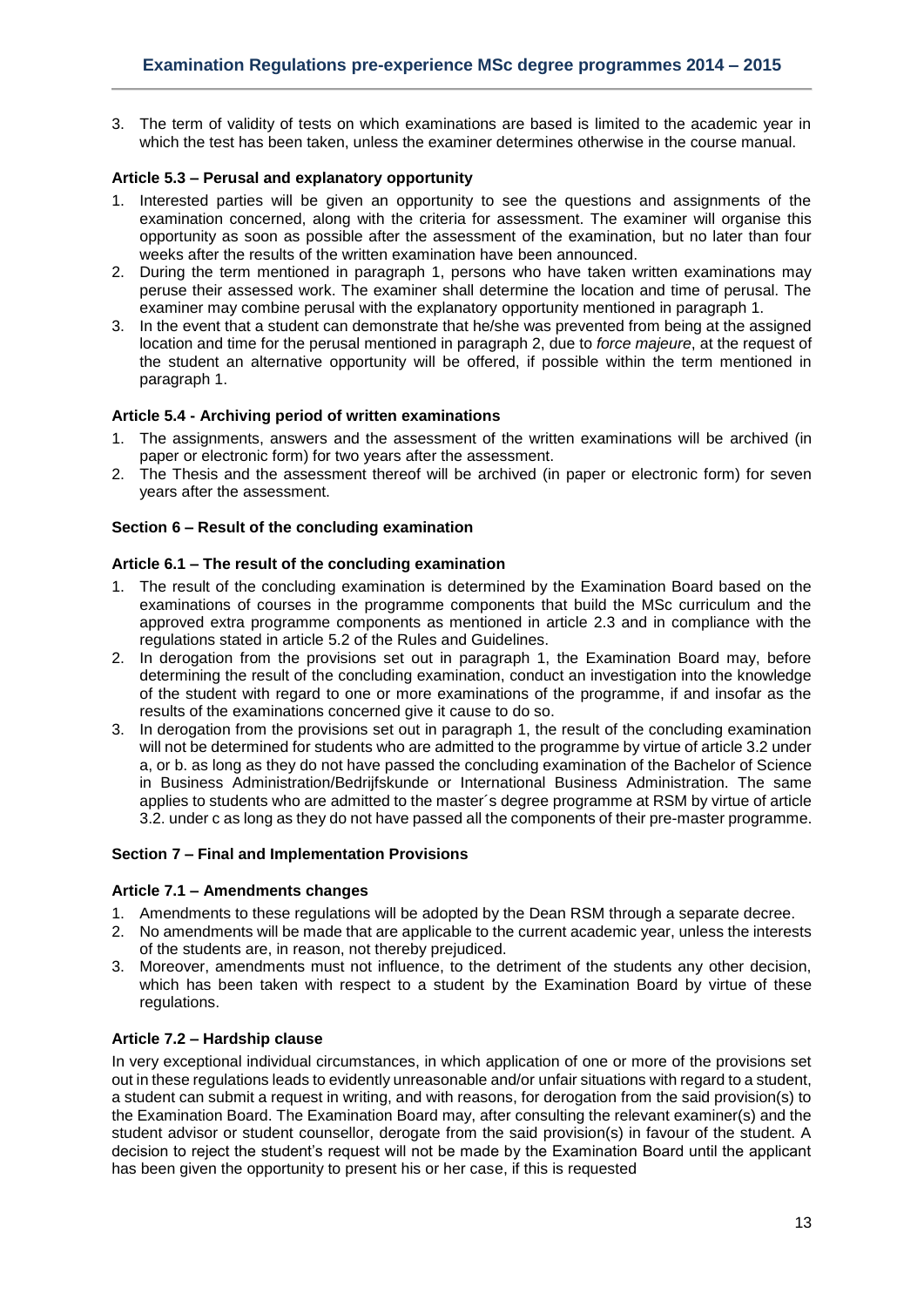3. The term of validity of tests on which examinations are based is limited to the academic year in which the test has been taken, unless the examiner determines otherwise in the course manual.

#### Article 5.3 – Perusal and explanatory opportunity

1. Interested parties will be given an opportunity to see the questions and assignments of the examination concerned, along with the criteria for assessment. The examiner will organise this opportunity as soon as possible after the assessment of the examination, but no later than four weeks after the results of the written examination have been announced.
2. During the term mentioned in paragraph 1, persons who have taken written examinations may peruse their assessed work. The examiner shall determine the location and time of perusal. The examiner may combine perusal with the explanatory opportunity mentioned in paragraph 1.
3. In the event that a student can demonstrate that he/she was prevented from being at the assigned location and time for the perusal mentioned in paragraph 2, due to *force majeure*, at the request of the student an alternative opportunity will be offered, if possible within the term mentioned in paragraph 1.

#### Article 5.4 - Archiving period of written examinations

1. The assignments, answers and the assessment of the written examinations will be archived (in paper or electronic form) for two years after the assessment.
2. The Thesis and the assessment thereof will be archived (in paper or electronic form) for seven years after the assessment.

### Section 6 – Result of the concluding examination

#### Article 6.1 – The result of the concluding examination

1. The result of the concluding examination is determined by the Examination Board based on the examinations of courses in the programme components that build the MSc curriculum and the approved extra programme components as mentioned in article 2.3 and in compliance with the regulations stated in article 5.2 of the Rules and Guidelines.
2. In derogation from the provisions set out in paragraph 1, the Examination Board may, before determining the result of the concluding examination, conduct an investigation into the knowledge of the student with regard to one or more examinations of the programme, if and insofar as the results of the examinations concerned give it cause to do so.
3. In derogation from the provisions set out in paragraph 1, the result of the concluding examination will not be determined for students who are admitted to the programme by virtue of article 3.2 under a, or b. as long as they do not have passed the concluding examination of the Bachelor of Science in Business Administration/Bedrijfskunde or International Business Administration. The same applies to students who are admitted to the master´s degree programme at RSM by virtue of article 3.2. under c as long as they do not have passed all the components of their pre-master programme.

### Section 7 – Final and Implementation Provisions

#### Article 7.1 – Amendments changes

1. Amendments to these regulations will be adopted by the Dean RSM through a separate decree.
2. No amendments will be made that are applicable to the current academic year, unless the interests of the students are, in reason, not thereby prejudiced.
3. Moreover, amendments must not influence, to the detriment of the students any other decision, which has been taken with respect to a student by the Examination Board by virtue of these regulations.

#### Article 7.2 – Hardship clause

In very exceptional individual circumstances, in which application of one or more of the provisions set out in these regulations leads to evidently unreasonable and/or unfair situations with regard to a student, a student can submit a request in writing, and with reasons, for derogation from the said provision(s) to the Examination Board. The Examination Board may, after consulting the relevant examiner(s) and the student advisor or student counsellor, derogate from the said provision(s) in favour of the student. A decision to reject the student's request will not be made by the Examination Board until the applicant has been given the opportunity to present his or her case, if this is requested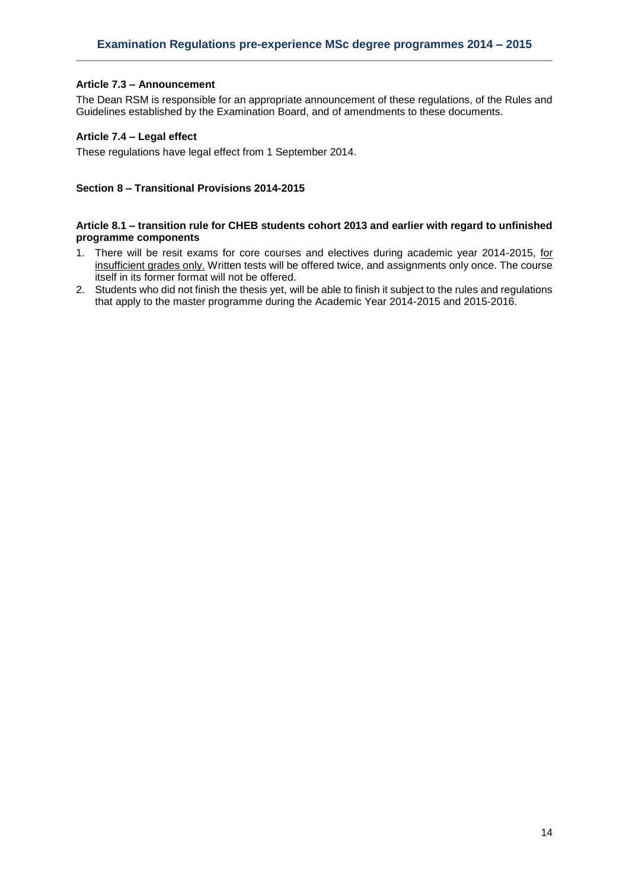#### Article 7.3 – Announcement

The Dean RSM is responsible for an appropriate announcement of these regulations, of the Rules and Guidelines established by the Examination Board, and of amendments to these documents.

#### Article 7.4 – Legal effect

These regulations have legal effect from 1 September 2014.

### Section 8 – Transitional Provisions 2014-2015

#### Article 8.1 – transition rule for CHEB students cohort 2013 and earlier with regard to unfinished programme components

1. There will be resit exams for core courses and electives during academic year 2014-2015, <u>for insufficient grades only.</u> Written tests will be offered twice, and assignments only once. The course itself in its former format will not be offered.
2. Students who did not finish the thesis yet, will be able to finish it subject to the rules and regulations that apply to the master programme during the Academic Year 2014-2015 and 2015-2016.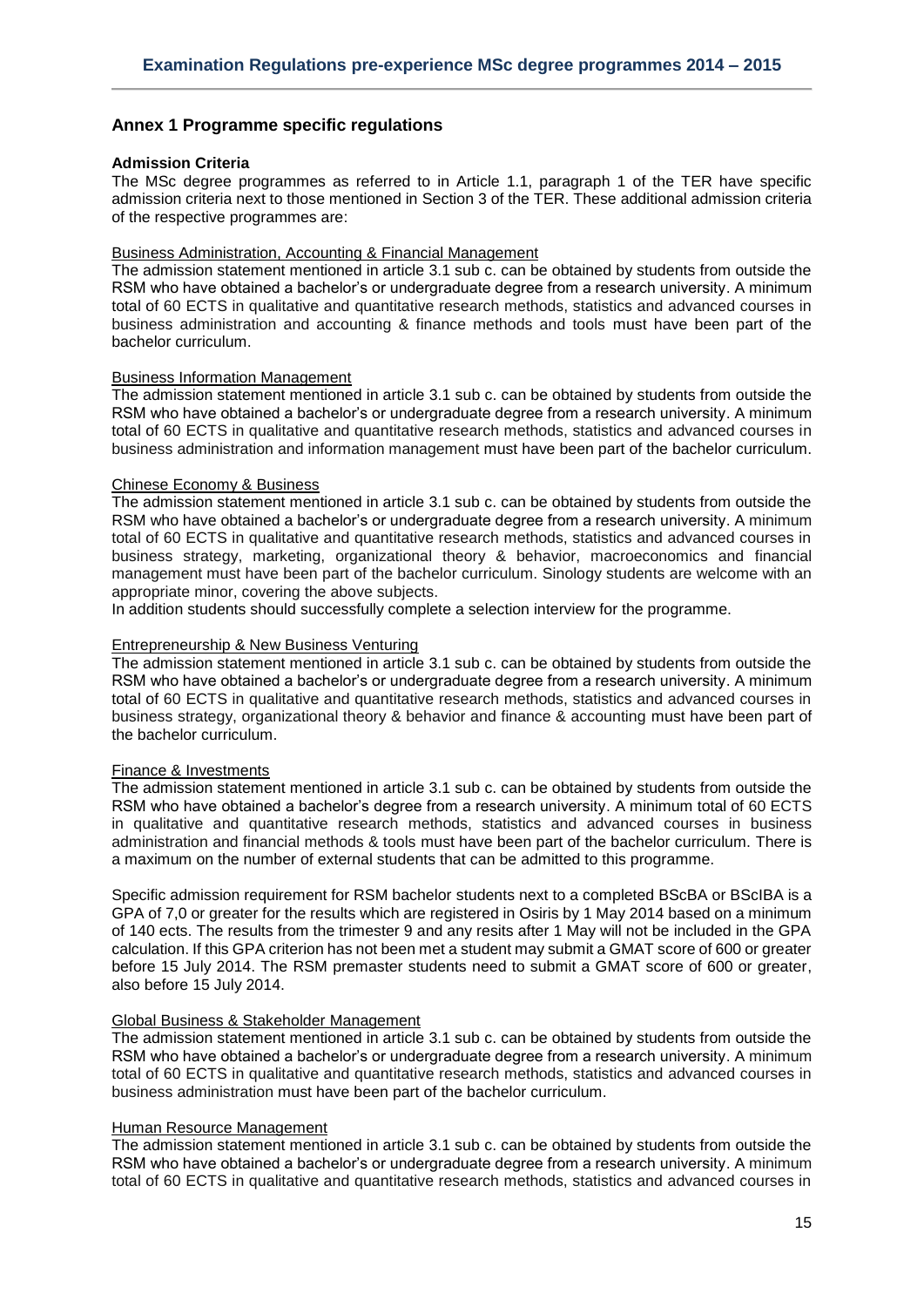## Annex 1 Programme specific regulations

**Admission Criteria**

The MSc degree programmes as referred to in Article 1.1, paragraph 1 of the TER have specific admission criteria next to those mentioned in Section 3 of the TER. These additional admission criteria of the respective programmes are:

<u>Business Administration, Accounting & Financial Management</u>

The admission statement mentioned in article 3.1 sub c. can be obtained by students from outside the RSM who have obtained a bachelor's or undergraduate degree from a research university. A minimum total of 60 ECTS in qualitative and quantitative research methods, statistics and advanced courses in business administration and accounting & finance methods and tools must have been part of the bachelor curriculum.

<u>Business Information Management</u>

The admission statement mentioned in article 3.1 sub c. can be obtained by students from outside the RSM who have obtained a bachelor's or undergraduate degree from a research university. A minimum total of 60 ECTS in qualitative and quantitative research methods, statistics and advanced courses in business administration and information management must have been part of the bachelor curriculum.

<u>Chinese Economy & Business</u>

The admission statement mentioned in article 3.1 sub c. can be obtained by students from outside the RSM who have obtained a bachelor's or undergraduate degree from a research university. A minimum total of 60 ECTS in qualitative and quantitative research methods, statistics and advanced courses in business strategy, marketing, organizational theory & behavior, macroeconomics and financial management must have been part of the bachelor curriculum. Sinology students are welcome with an appropriate minor, covering the above subjects.

In addition students should successfully complete a selection interview for the programme.

<u>Entrepreneurship & New Business Venturing</u>

The admission statement mentioned in article 3.1 sub c. can be obtained by students from outside the RSM who have obtained a bachelor's or undergraduate degree from a research university. A minimum total of 60 ECTS in qualitative and quantitative research methods, statistics and advanced courses in business strategy, organizational theory & behavior and finance & accounting must have been part of the bachelor curriculum.

<u>Finance & Investments</u>

The admission statement mentioned in article 3.1 sub c. can be obtained by students from outside the RSM who have obtained a bachelor's degree from a research university. A minimum total of 60 ECTS in qualitative and quantitative research methods, statistics and advanced courses in business administration and financial methods & tools must have been part of the bachelor curriculum. There is a maximum on the number of external students that can be admitted to this programme.

Specific admission requirement for RSM bachelor students next to a completed BScBA or BScIBA is a GPA of 7,0 or greater for the results which are registered in Osiris by 1 May 2014 based on a minimum of 140 ects. The results from the trimester 9 and any resits after 1 May will not be included in the GPA calculation. If this GPA criterion has not been met a student may submit a GMAT score of 600 or greater before 15 July 2014. The RSM premaster students need to submit a GMAT score of 600 or greater, also before 15 July 2014.

<u>Global Business & Stakeholder Management</u>

The admission statement mentioned in article 3.1 sub c. can be obtained by students from outside the RSM who have obtained a bachelor's or undergraduate degree from a research university. A minimum total of 60 ECTS in qualitative and quantitative research methods, statistics and advanced courses in business administration must have been part of the bachelor curriculum.

<u>Human Resource Management</u>

The admission statement mentioned in article 3.1 sub c. can be obtained by students from outside the RSM who have obtained a bachelor's or undergraduate degree from a research university. A minimum total of 60 ECTS in qualitative and quantitative research methods, statistics and advanced courses in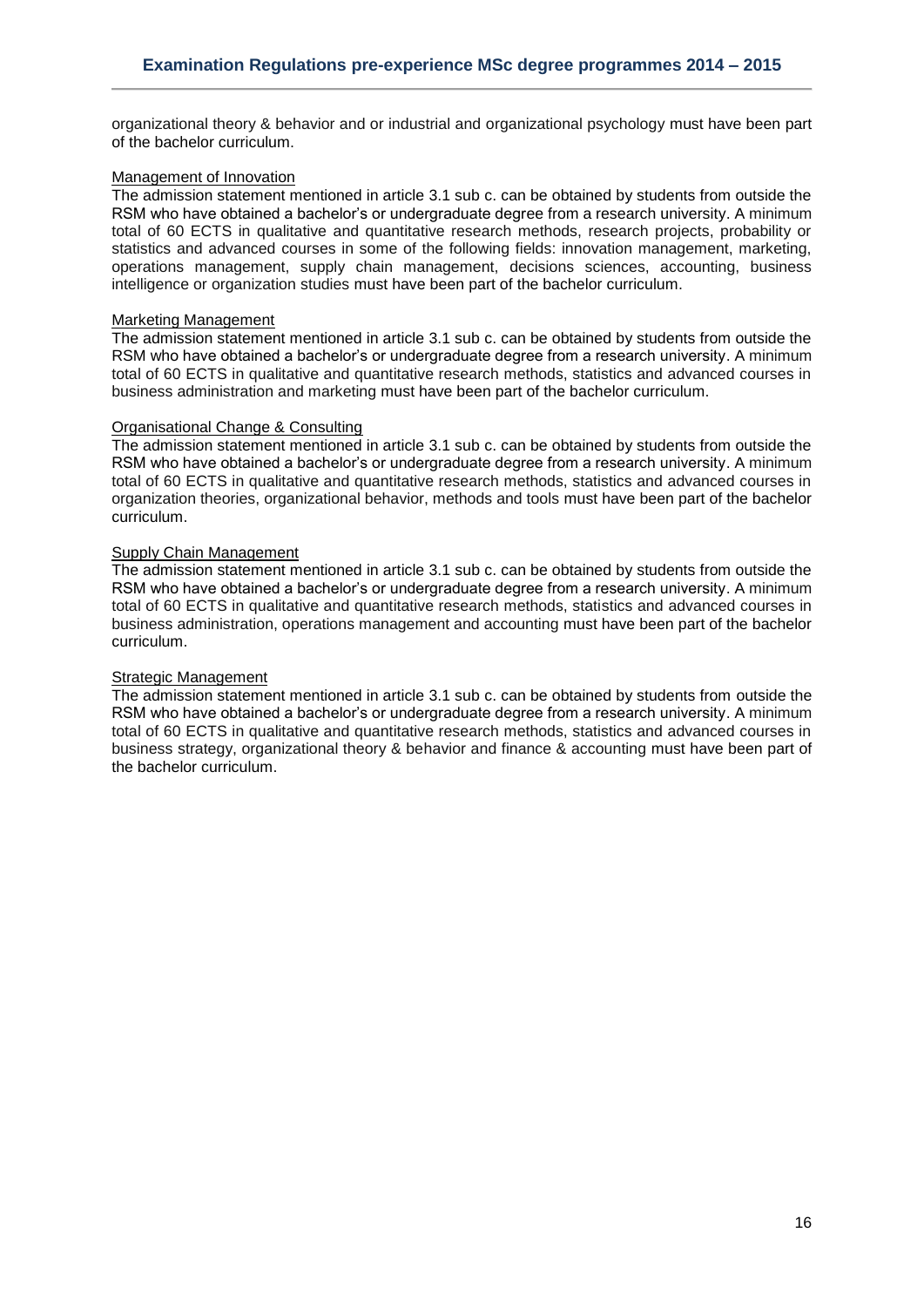organizational theory & behavior and or industrial and organizational psychology must have been part of the bachelor curriculum.

Management of Innovation

The admission statement mentioned in article 3.1 sub c. can be obtained by students from outside the RSM who have obtained a bachelor's or undergraduate degree from a research university. A minimum total of 60 ECTS in qualitative and quantitative research methods, research projects, probability or statistics and advanced courses in some of the following fields: innovation management, marketing, operations management, supply chain management, decisions sciences, accounting, business intelligence or organization studies must have been part of the bachelor curriculum.

Marketing Management

The admission statement mentioned in article 3.1 sub c. can be obtained by students from outside the RSM who have obtained a bachelor's or undergraduate degree from a research university. A minimum total of 60 ECTS in qualitative and quantitative research methods, statistics and advanced courses in business administration and marketing must have been part of the bachelor curriculum.

Organisational Change & Consulting

The admission statement mentioned in article 3.1 sub c. can be obtained by students from outside the RSM who have obtained a bachelor's or undergraduate degree from a research university. A minimum total of 60 ECTS in qualitative and quantitative research methods, statistics and advanced courses in organization theories, organizational behavior, methods and tools must have been part of the bachelor curriculum.

Supply Chain Management

The admission statement mentioned in article 3.1 sub c. can be obtained by students from outside the RSM who have obtained a bachelor's or undergraduate degree from a research university. A minimum total of 60 ECTS in qualitative and quantitative research methods, statistics and advanced courses in business administration, operations management and accounting must have been part of the bachelor curriculum.

Strategic Management

The admission statement mentioned in article 3.1 sub c. can be obtained by students from outside the RSM who have obtained a bachelor's or undergraduate degree from a research university. A minimum total of 60 ECTS in qualitative and quantitative research methods, statistics and advanced courses in business strategy, organizational theory & behavior and finance & accounting must have been part of the bachelor curriculum.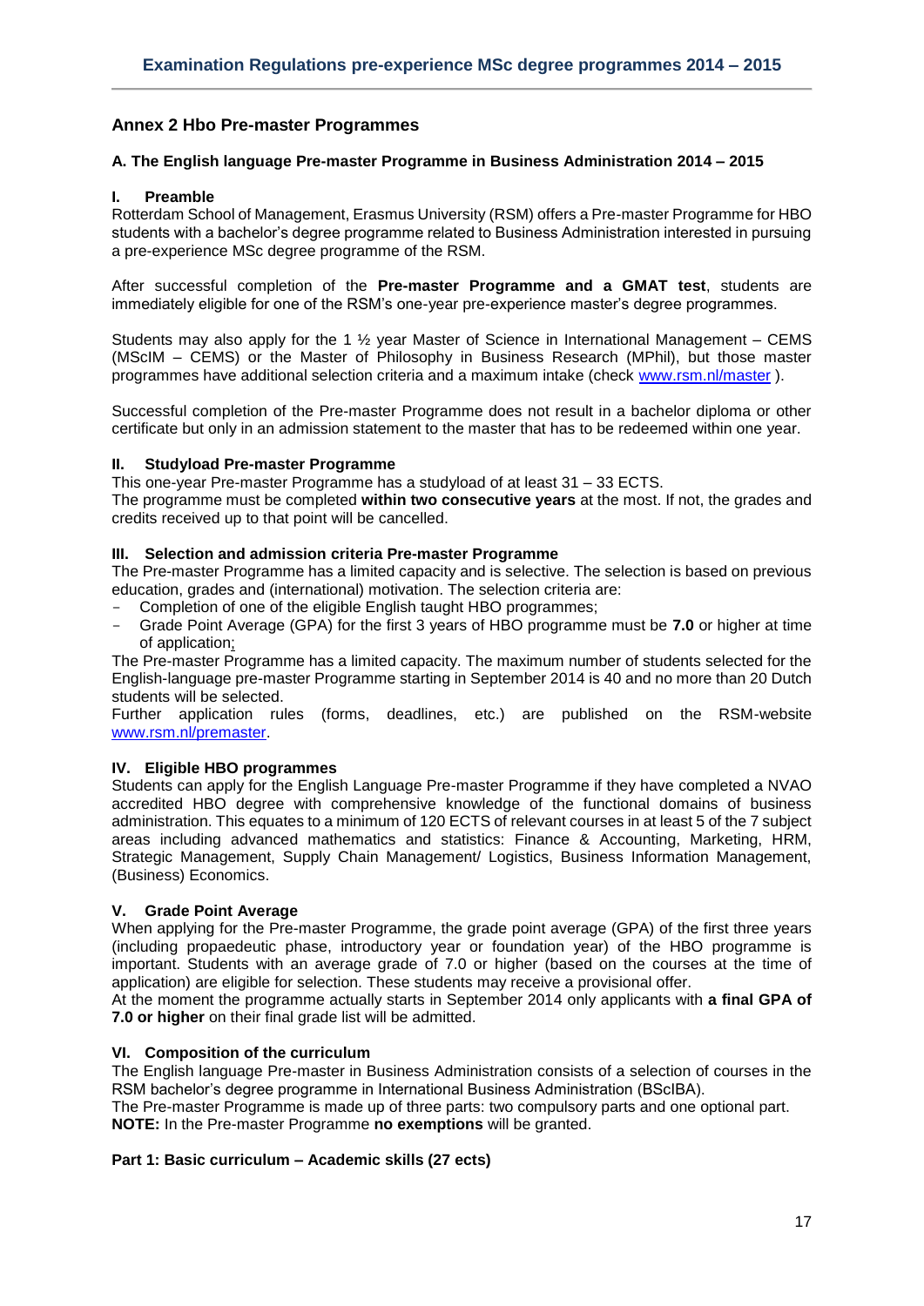## Annex 2 Hbo Pre-master Programmes

### A. The English language Pre-master Programme in Business Administration 2014 – 2015

#### I. Preamble

Rotterdam School of Management, Erasmus University (RSM) offers a Pre-master Programme for HBO students with a bachelor's degree programme related to Business Administration interested in pursuing a pre-experience MSc degree programme of the RSM.

After successful completion of the **Pre-master Programme and a GMAT test**, students are immediately eligible for one of the RSM's one-year pre-experience master's degree programmes.

Students may also apply for the 1 ½ year Master of Science in International Management – CEMS (MScIM – CEMS) or the Master of Philosophy in Business Research (MPhil), but those master programmes have additional selection criteria and a maximum intake (check www.rsm.nl/master ).

Successful completion of the Pre-master Programme does not result in a bachelor diploma or other certificate but only in an admission statement to the master that has to be redeemed within one year.

#### II. Studyload Pre-master Programme

This one-year Pre-master Programme has a studyload of at least 31 – 33 ECTS.
The programme must be completed **within two consecutive years** at the most. If not, the grades and credits received up to that point will be cancelled.

#### III. Selection and admission criteria Pre-master Programme

The Pre-master Programme has a limited capacity and is selective. The selection is based on previous education, grades and (international) motivation. The selection criteria are:

- Completion of one of the eligible English taught HBO programmes;
- Grade Point Average (GPA) for the first 3 years of HBO programme must be **7.0** or higher at time of application;

The Pre-master Programme has a limited capacity. The maximum number of students selected for the English-language pre-master Programme starting in September 2014 is 40 and no more than 20 Dutch students will be selected.
Further application rules (forms, deadlines, etc.) are published on the RSM-website www.rsm.nl/premaster.

#### IV. Eligible HBO programmes

Students can apply for the English Language Pre-master Programme if they have completed a NVAO accredited HBO degree with comprehensive knowledge of the functional domains of business administration. This equates to a minimum of 120 ECTS of relevant courses in at least 5 of the 7 subject areas including advanced mathematics and statistics: Finance & Accounting, Marketing, HRM, Strategic Management, Supply Chain Management/ Logistics, Business Information Management, (Business) Economics.

#### V. Grade Point Average

When applying for the Pre-master Programme, the grade point average (GPA) of the first three years (including propaedeutic phase, introductory year or foundation year) of the HBO programme is important. Students with an average grade of 7.0 or higher (based on the courses at the time of application) are eligible for selection. These students may receive a provisional offer.
At the moment the programme actually starts in September 2014 only applicants with **a final GPA of 7.0 or higher** on their final grade list will be admitted.

#### VI. Composition of the curriculum

The English language Pre-master in Business Administration consists of a selection of courses in the RSM bachelor's degree programme in International Business Administration (BScIBA).
The Pre-master Programme is made up of three parts: two compulsory parts and one optional part.
**NOTE:** In the Pre-master Programme **no exemptions** will be granted.

**Part 1: Basic curriculum – Academic skills (27 ects)**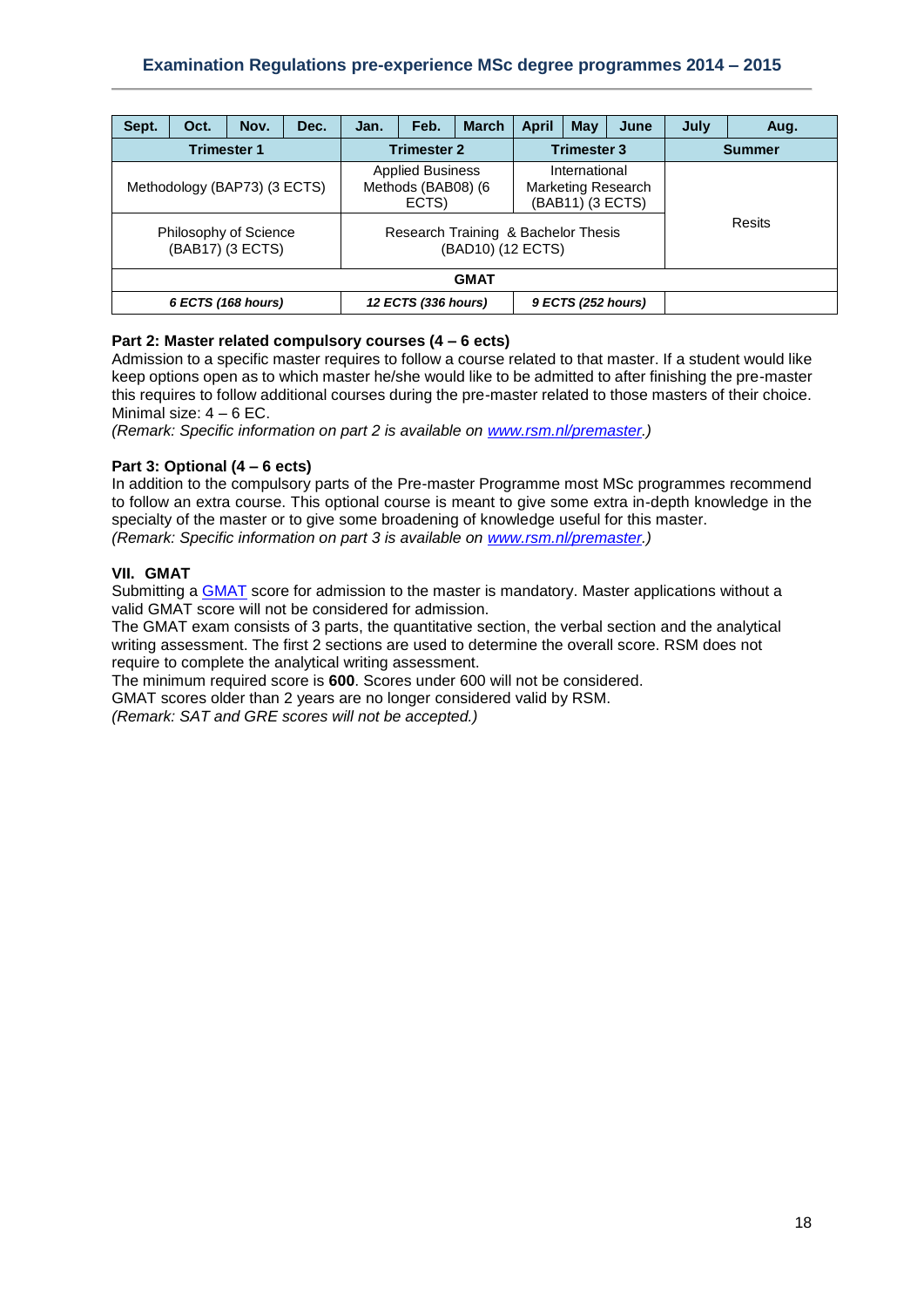| Sept. | Oct. | Nov. | Dec. | Jan. | Feb. | March | April | May | June | July | Aug. |
|---|---|---|---|---|---|---|---|---|---|---|---|
| **Trimester 1** | | | | **Trimester 2** | | | **Trimester 3** | | | **Summer** | |
| Methodology (BAP73) (3 ECTS) | | | | Applied Business Methods (BAB08) (6 ECTS) | | | International Marketing Research (BAB11) (3 ECTS) | | | Resits | |
| Philosophy of Science (BAB17) (3 ECTS) | | | | Research Training & Bachelor Thesis (BAD10) (12 ECTS) | | | | | | | |
| **GMAT** | | | | | | | | | | | |
| ***6 ECTS (168 hours)*** | | | | ***12 ECTS (336 hours)*** | | | ***9 ECTS (252 hours)*** | | | | |

**Part 2: Master related compulsory courses (4 – 6 ects)**
Admission to a specific master requires to follow a course related to that master. If a student would like keep options open as to which master he/she would like to be admitted to after finishing the pre-master this requires to follow additional courses during the pre-master related to those masters of their choice. Minimal size: 4 – 6 EC.
*(Remark: Specific information on part 2 is available on [www.rsm.nl/premaster](www.rsm.nl/premaster).)*

**Part 3: Optional (4 – 6 ects)**
In addition to the compulsory parts of the Pre-master Programme most MSc programmes recommend to follow an extra course. This optional course is meant to give some extra in-depth knowledge in the specialty of the master or to give some broadening of knowledge useful for this master.
*(Remark: Specific information on part 3 is available on [www.rsm.nl/premaster](www.rsm.nl/premaster).)*

## VII. GMAT

Submitting a GMAT score for admission to the master is mandatory. Master applications without a valid GMAT score will not be considered for admission.
The GMAT exam consists of 3 parts, the quantitative section, the verbal section and the analytical writing assessment. The first 2 sections are used to determine the overall score. RSM does not require to complete the analytical writing assessment.
The minimum required score is **600**. Scores under 600 will not be considered.
GMAT scores older than 2 years are no longer considered valid by RSM.
*(Remark: SAT and GRE scores will not be accepted.)*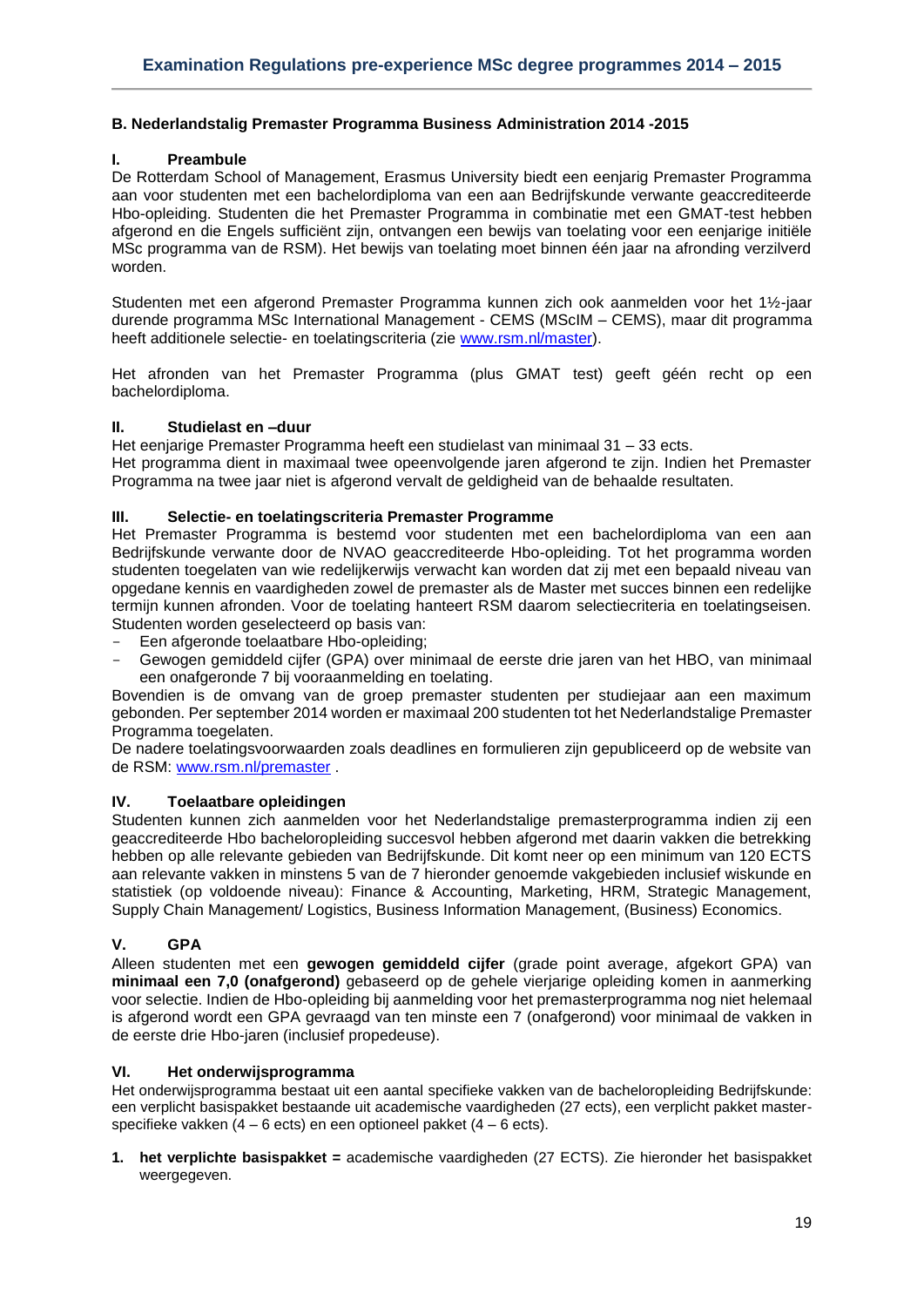## B. Nederlandstalig Premaster Programma Business Administration 2014 -2015

### I. Preambule

De Rotterdam School of Management, Erasmus University biedt een eenjarig Premaster Programma aan voor studenten met een bachelordiploma van een aan Bedrijfskunde verwante geaccrediteerde Hbo-opleiding. Studenten die het Premaster Programma in combinatie met een GMAT-test hebben afgerond en die Engels sufficiënt zijn, ontvangen een bewijs van toelating voor een eenjarige initiële MSc programma van de RSM). Het bewijs van toelating moet binnen één jaar na afronding verzilverd worden.

Studenten met een afgerond Premaster Programma kunnen zich ook aanmelden voor het 1½-jaar durende programma MSc International Management - CEMS (MScIM – CEMS), maar dit programma heeft additionele selectie- en toelatingscriteria (zie www.rsm.nl/master).

Het afronden van het Premaster Programma (plus GMAT test) geeft géén recht op een bachelordiploma.

### II. Studielast en –duur

Het eenjarige Premaster Programma heeft een studielast van minimaal 31 – 33 ects.
Het programma dient in maximaal twee opeenvolgende jaren afgerond te zijn. Indien het Premaster Programma na twee jaar niet is afgerond vervalt de geldigheid van de behaalde resultaten.

### III. Selectie- en toelatingscriteria Premaster Programme

Het Premaster Programma is bestemd voor studenten met een bachelordiploma van een aan Bedrijfskunde verwante door de NVAO geaccrediteerde Hbo-opleiding. Tot het programma worden studenten toegelaten van wie redelijkerwijs verwacht kan worden dat zij met een bepaald niveau van opgedane kennis en vaardigheden zowel de premaster als de Master met succes binnen een redelijke termijn kunnen afronden. Voor de toelating hanteert RSM daarom selectiecriteria en toelatingseisen. Studenten worden geselecteerd op basis van:

- Een afgeronde toelaatbare Hbo-opleiding;
- Gewogen gemiddeld cijfer (GPA) over minimaal de eerste drie jaren van het HBO, van minimaal een onafgeronde 7 bij vooraanmelding en toelating.

Bovendien is de omvang van de groep premaster studenten per studiejaar aan een maximum gebonden. Per september 2014 worden er maximaal 200 studenten tot het Nederlandstalige Premaster Programma toegelaten.
De nadere toelatingsvoorwaarden zoals deadlines en formulieren zijn gepubliceerd op de website van de RSM: www.rsm.nl/premaster .

### IV. Toelaatbare opleidingen

Studenten kunnen zich aanmelden voor het Nederlandstalige premasterprogramma indien zij een geaccrediteerde Hbo bacheloropleiding succesvol hebben afgerond met daarin vakken die betrekking hebben op alle relevante gebieden van Bedrijfskunde. Dit komt neer op een minimum van 120 ECTS aan relevante vakken in minstens 5 van de 7 hieronder genoemde vakgebieden inclusief wiskunde en statistiek (op voldoende niveau): Finance & Accounting, Marketing, HRM, Strategic Management, Supply Chain Management/ Logistics, Business Information Management, (Business) Economics.

### V. GPA

Alleen studenten met een **gewogen gemiddeld cijfer** (grade point average, afgekort GPA) van **minimaal een 7,0 (onafgerond)** gebaseerd op de gehele vierjarige opleiding komen in aanmerking voor selectie. Indien de Hbo-opleiding bij aanmelding voor het premasterprogramma nog niet helemaal is afgerond wordt een GPA gevraagd van ten minste een 7 (onafgerond) voor minimaal de vakken in de eerste drie Hbo-jaren (inclusief propedeuse).

### VI. Het onderwijsprogramma

Het onderwijsprogramma bestaat uit een aantal specifieke vakken van de bacheloropleiding Bedrijfskunde: een verplicht basispakket bestaande uit academische vaardigheden (27 ects), een verplicht pakket master-specifieke vakken (4 – 6 ects) en een optioneel pakket (4 – 6 ects).

1. **het verplichte basispakket =** academische vaardigheden (27 ECTS). Zie hieronder het basispakket weergegeven.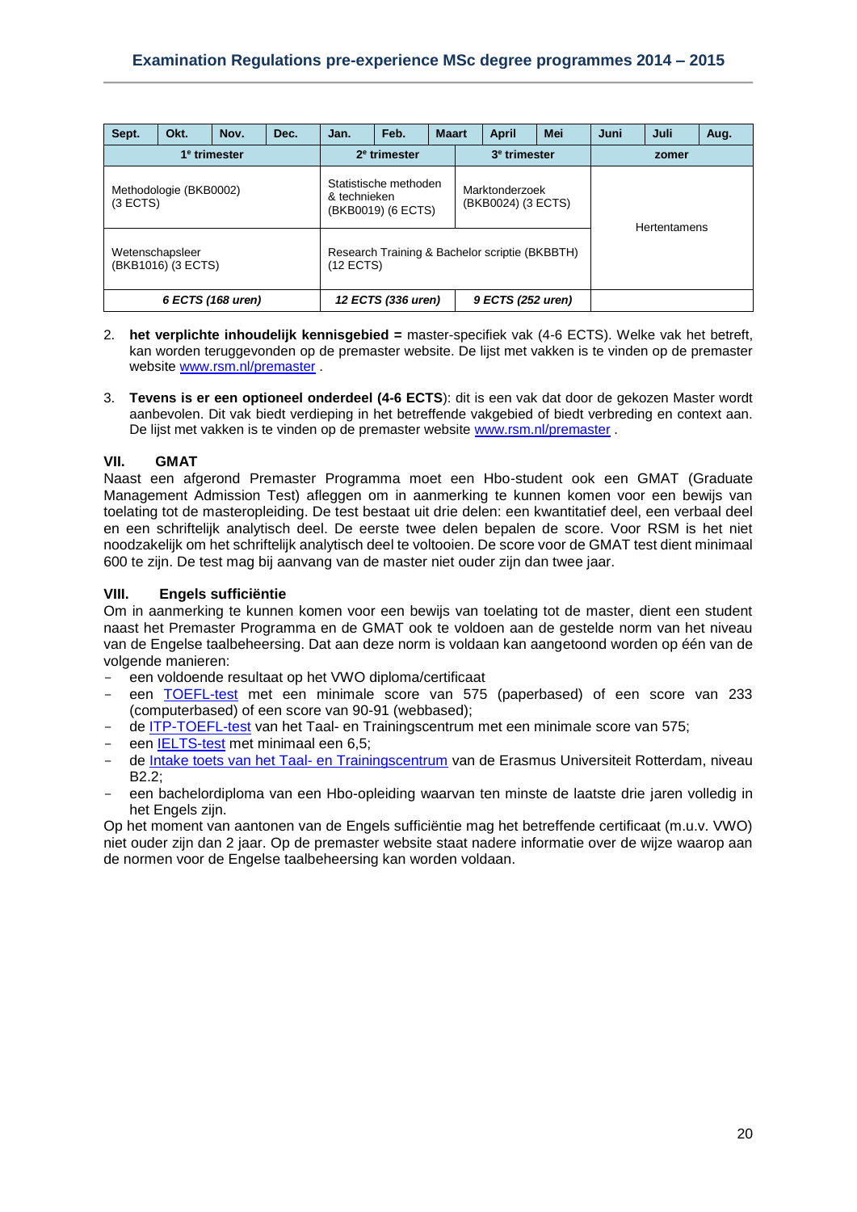| Sept. | Okt. | Nov. | Dec. | Jan. | Feb. | Maart | April | Mei | Juni | Juli | Aug. |
|---|---|---|---|---|---|---|---|---|---|---|---|
| 1e trimester | | | | 2e trimester | | 3e trimester | | | zomer | | |
| Methodologie (BKB0002) (3 ECTS) | | | | Statistische methoden & technieken (BKB0019) (6 ECTS) | | Marktonderzoek (BKB0024) (3 ECTS) | | | Hertentamens | | |
| Wetenschapsleer (BKB1016) (3 ECTS) | | | | Research Training & Bachelor scriptie (BKBBTH) (12 ECTS) | | | | | | | |
| *6 ECTS (168 uren)* | | | | *12 ECTS (336 uren)* | | *9 ECTS (252 uren)* | | | | | |

2. **het verplichte inhoudelijk kennisgebied =** master-specifiek vak (4-6 ECTS). Welke vak het betreft, kan worden teruggevonden op de premaster website. De lijst met vakken is te vinden op de premaster website www.rsm.nl/premaster .

3. **Tevens is er een optioneel onderdeel (4-6 ECTS**): dit is een vak dat door de gekozen Master wordt aanbevolen. Dit vak biedt verdieping in het betreffende vakgebied of biedt verbreding en context aan. De lijst met vakken is te vinden op de premaster website www.rsm.nl/premaster .

### VII. GMAT

Naast een afgerond Premaster Programma moet een Hbo-student ook een GMAT (Graduate Management Admission Test) afleggen om in aanmerking te kunnen komen voor een bewijs van toelating tot de masteropleiding. De test bestaat uit drie delen: een kwantitatief deel, een verbaal deel en een schriftelijk analytisch deel. De eerste twee delen bepalen de score. Voor RSM is het niet noodzakelijk om het schriftelijk analytisch deel te voltooien. De score voor de GMAT test dient minimaal 600 te zijn. De test mag bij aanvang van de master niet ouder zijn dan twee jaar.

### VIII. Engels sufficiëntie

Om in aanmerking te kunnen komen voor een bewijs van toelating tot de master, dient een student naast het Premaster Programma en de GMAT ook te voldoen aan de gestelde norm van het niveau van de Engelse taalbeheersing. Dat aan deze norm is voldaan kan aangetoond worden op één van de volgende manieren:

- een voldoende resultaat op het VWO diploma/certificaat
- een TOEFL-test met een minimale score van 575 (paperbased) of een score van 233 (computerbased) of een score van 90-91 (webbased);
- de ITP-TOEFL-test van het Taal- en Trainingscentrum met een minimale score van 575;
- een IELTS-test met minimaal een 6,5;
- de Intake toets van het Taal- en Trainingscentrum van de Erasmus Universiteit Rotterdam, niveau B2.2;
- een bachelordiploma van een Hbo-opleiding waarvan ten minste de laatste drie jaren volledig in het Engels zijn.

Op het moment van aantonen van de Engels sufficiëntie mag het betreffende certificaat (m.u.v. VWO) niet ouder zijn dan 2 jaar. Op de premaster website staat nadere informatie over de wijze waarop aan de normen voor de Engelse taalbeheersing kan worden voldaan.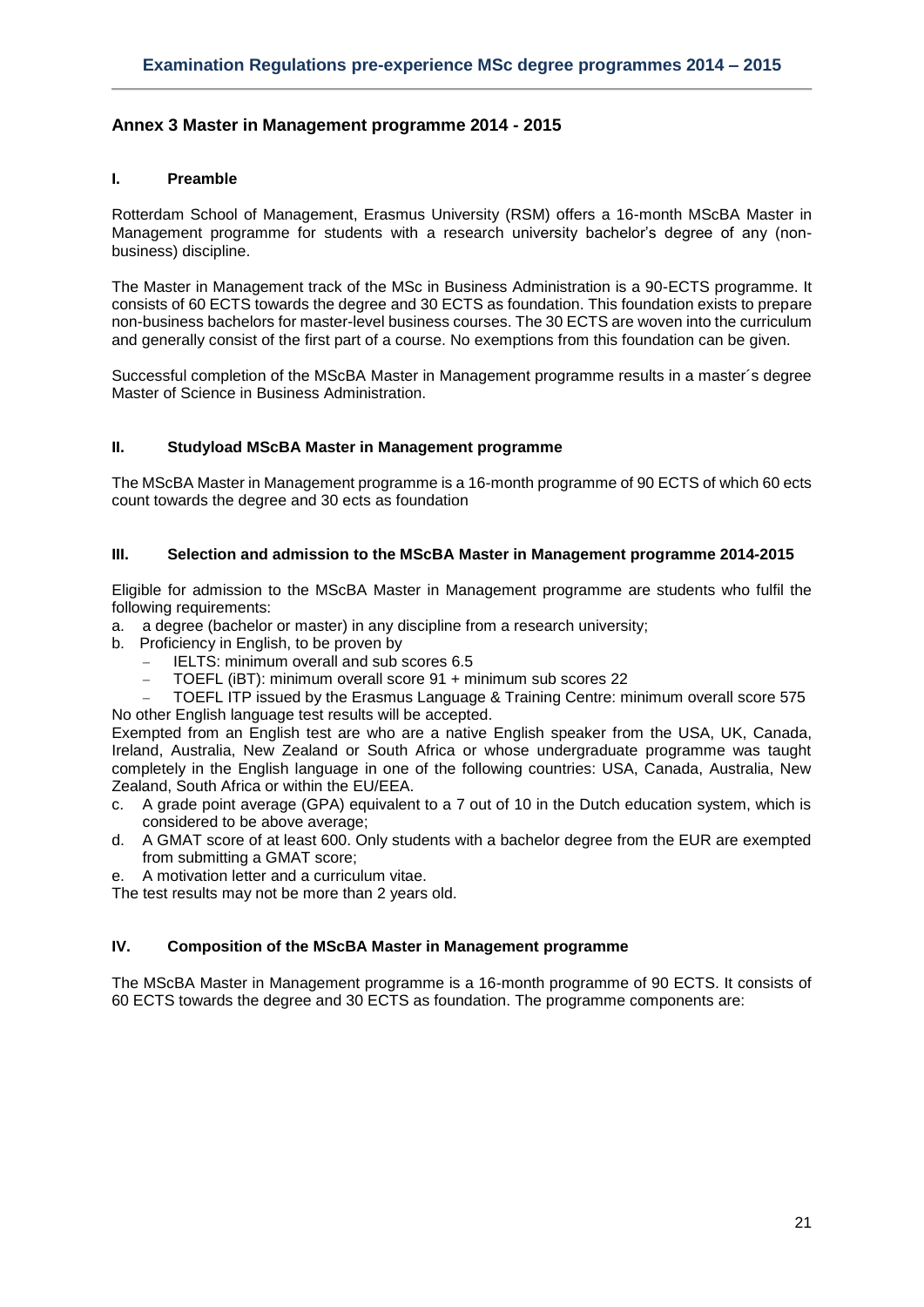## Annex 3 Master in Management programme 2014 - 2015

### I. Preamble

Rotterdam School of Management, Erasmus University (RSM) offers a 16-month MScBA Master in Management programme for students with a research university bachelor's degree of any (non-business) discipline.

The Master in Management track of the MSc in Business Administration is a 90-ECTS programme. It consists of 60 ECTS towards the degree and 30 ECTS as foundation. This foundation exists to prepare non-business bachelors for master-level business courses. The 30 ECTS are woven into the curriculum and generally consist of the first part of a course. No exemptions from this foundation can be given.

Successful completion of the MScBA Master in Management programme results in a master´s degree Master of Science in Business Administration.

### II. Studyload MScBA Master in Management programme

The MScBA Master in Management programme is a 16-month programme of 90 ECTS of which 60 ects count towards the degree and 30 ects as foundation

### III. Selection and admission to the MScBA Master in Management programme 2014-2015

Eligible for admission to the MScBA Master in Management programme are students who fulfil the following requirements:

a. a degree (bachelor or master) in any discipline from a research university;
b. Proficiency in English, to be proven by
   - IELTS: minimum overall and sub scores 6.5
   - TOEFL (iBT): minimum overall score 91 + minimum sub scores 22
   - TOEFL ITP issued by the Erasmus Language & Training Centre: minimum overall score 575

No other English language test results will be accepted.
Exempted from an English test are who are a native English speaker from the USA, UK, Canada, Ireland, Australia, New Zealand or South Africa or whose undergraduate programme was taught completely in the English language in one of the following countries: USA, Canada, Australia, New Zealand, South Africa or within the EU/EEA.

c. A grade point average (GPA) equivalent to a 7 out of 10 in the Dutch education system, which is considered to be above average;
d. A GMAT score of at least 600. Only students with a bachelor degree from the EUR are exempted from submitting a GMAT score;
e. A motivation letter and a curriculum vitae.

The test results may not be more than 2 years old.

### IV. Composition of the MScBA Master in Management programme

The MScBA Master in Management programme is a 16-month programme of 90 ECTS. It consists of 60 ECTS towards the degree and 30 ECTS as foundation. The programme components are: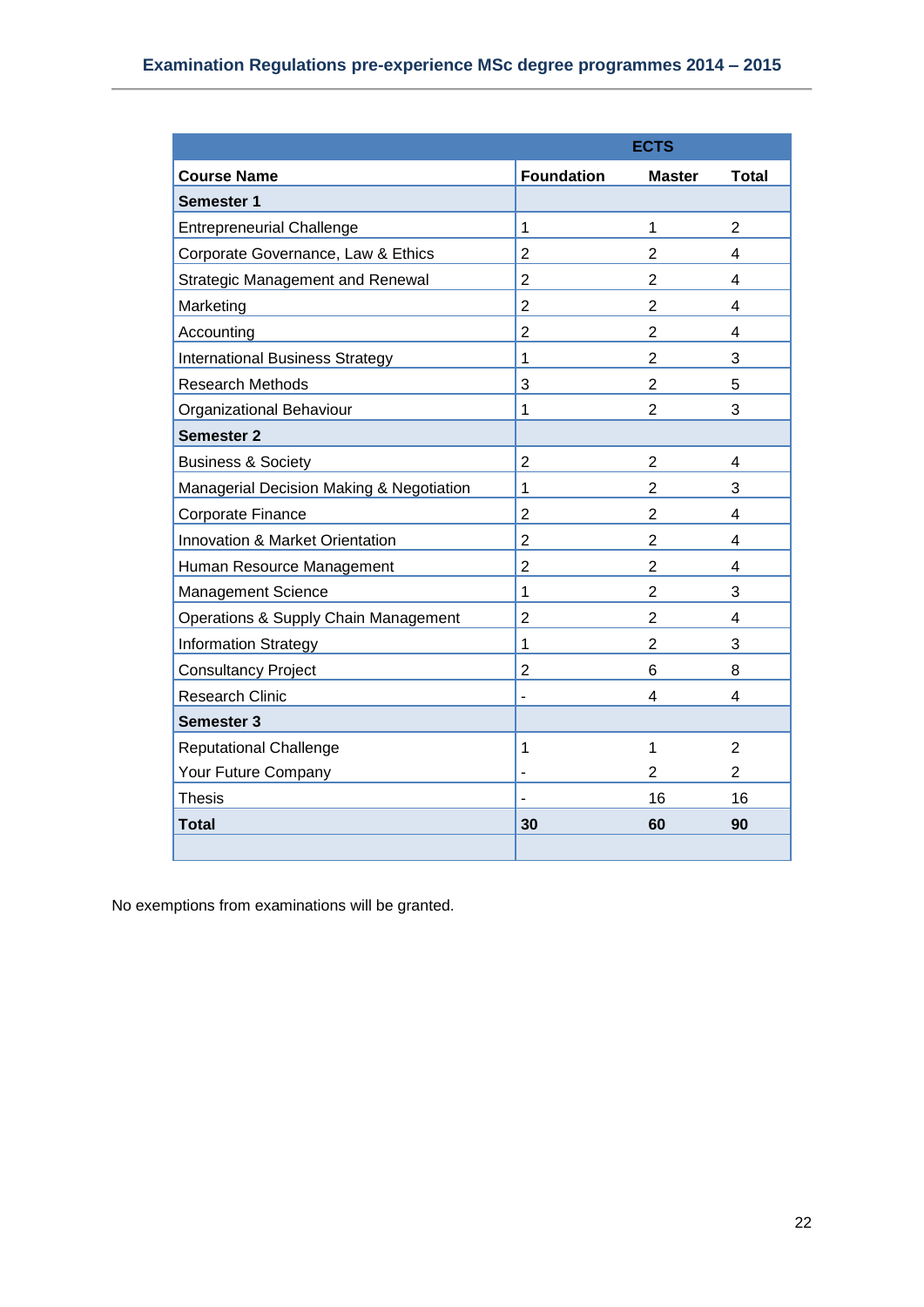| | ECTS | | |
|---|---|---|---|
| **Course Name** | **Foundation** | **Master** | **Total** |
| **Semester 1** | | | |
| Entrepreneurial Challenge | 1 | 1 | 2 |
| Corporate Governance, Law & Ethics | 2 | 2 | 4 |
| Strategic Management and Renewal | 2 | 2 | 4 |
| Marketing | 2 | 2 | 4 |
| Accounting | 2 | 2 | 4 |
| International Business Strategy | 1 | 2 | 3 |
| Research Methods | 3 | 2 | 5 |
| Organizational Behaviour | 1 | 2 | 3 |
| **Semester 2** | | | |
| Business & Society | 2 | 2 | 4 |
| Managerial Decision Making & Negotiation | 1 | 2 | 3 |
| Corporate Finance | 2 | 2 | 4 |
| Innovation & Market Orientation | 2 | 2 | 4 |
| Human Resource Management | 2 | 2 | 4 |
| Management Science | 1 | 2 | 3 |
| Operations & Supply Chain Management | 2 | 2 | 4 |
| Information Strategy | 1 | 2 | 3 |
| Consultancy Project | 2 | 6 | 8 |
| Research Clinic | - | 4 | 4 |
| **Semester 3** | | | |
| Reputational Challenge | 1 | 1 | 2 |
| Your Future Company | - | 2 | 2 |
| Thesis | - | 16 | 16 |
| **Total** | **30** | **60** | **90** |

No exemptions from examinations will be granted.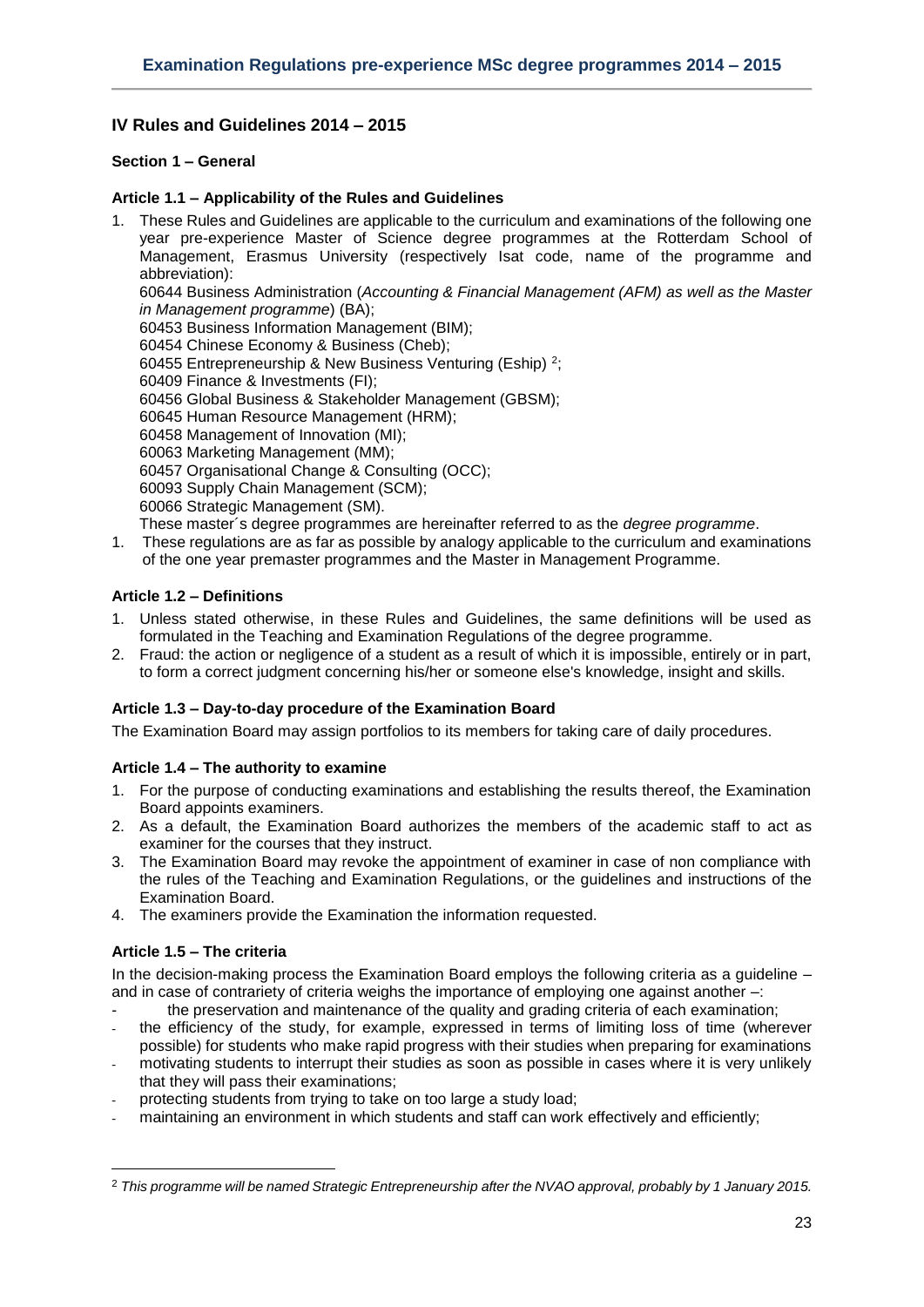## IV Rules and Guidelines 2014 – 2015

### Section 1 – General

#### Article 1.1 – Applicability of the Rules and Guidelines

1. These Rules and Guidelines are applicable to the curriculum and examinations of the following one year pre-experience Master of Science degree programmes at the Rotterdam School of Management, Erasmus University (respectively Isat code, name of the programme and abbreviation):
   60644 Business Administration (*Accounting & Financial Management (AFM) as well as the Master in Management programme*) (BA);
   60453 Business Information Management (BIM);
   60454 Chinese Economy & Business (Cheb);
   60455 Entrepreneurship & New Business Venturing (Eship) [2];
   60409 Finance & Investments (FI);
   60456 Global Business & Stakeholder Management (GBSM);
   60645 Human Resource Management (HRM);
   60458 Management of Innovation (MI);
   60063 Marketing Management (MM);
   60457 Organisational Change & Consulting (OCC);
   60093 Supply Chain Management (SCM);
   60066 Strategic Management (SM).
   These master´s degree programmes are hereinafter referred to as the *degree programme*.
1. These regulations are as far as possible by analogy applicable to the curriculum and examinations of the one year premaster programmes and the Master in Management Programme.

#### Article 1.2 – Definitions

1. Unless stated otherwise, in these Rules and Guidelines, the same definitions will be used as formulated in the Teaching and Examination Regulations of the degree programme.
2. Fraud: the action or negligence of a student as a result of which it is impossible, entirely or in part, to form a correct judgment concerning his/her or someone else's knowledge, insight and skills.

#### Article 1.3 – Day-to-day procedure of the Examination Board

The Examination Board may assign portfolios to its members for taking care of daily procedures.

#### Article 1.4 – The authority to examine

1. For the purpose of conducting examinations and establishing the results thereof, the Examination Board appoints examiners.
2. As a default, the Examination Board authorizes the members of the academic staff to act as examiner for the courses that they instruct.
3. The Examination Board may revoke the appointment of examiner in case of non compliance with the rules of the Teaching and Examination Regulations, or the guidelines and instructions of the Examination Board.
4. The examiners provide the Examination the information requested.

#### Article 1.5 – The criteria

In the decision-making process the Examination Board employs the following criteria as a guideline – and in case of contrariety of criteria weighs the importance of employing one against another –:

- the preservation and maintenance of the quality and grading criteria of each examination;
- the efficiency of the study, for example, expressed in terms of limiting loss of time (wherever possible) for students who make rapid progress with their studies when preparing for examinations
- motivating students to interrupt their studies as soon as possible in cases where it is very unlikely that they will pass their examinations;
- protecting students from trying to take on too large a study load;
- maintaining an environment in which students and staff can work effectively and efficiently;

[2] *This programme will be named Strategic Entrepreneurship after the NVAO approval, probably by 1 January 2015.*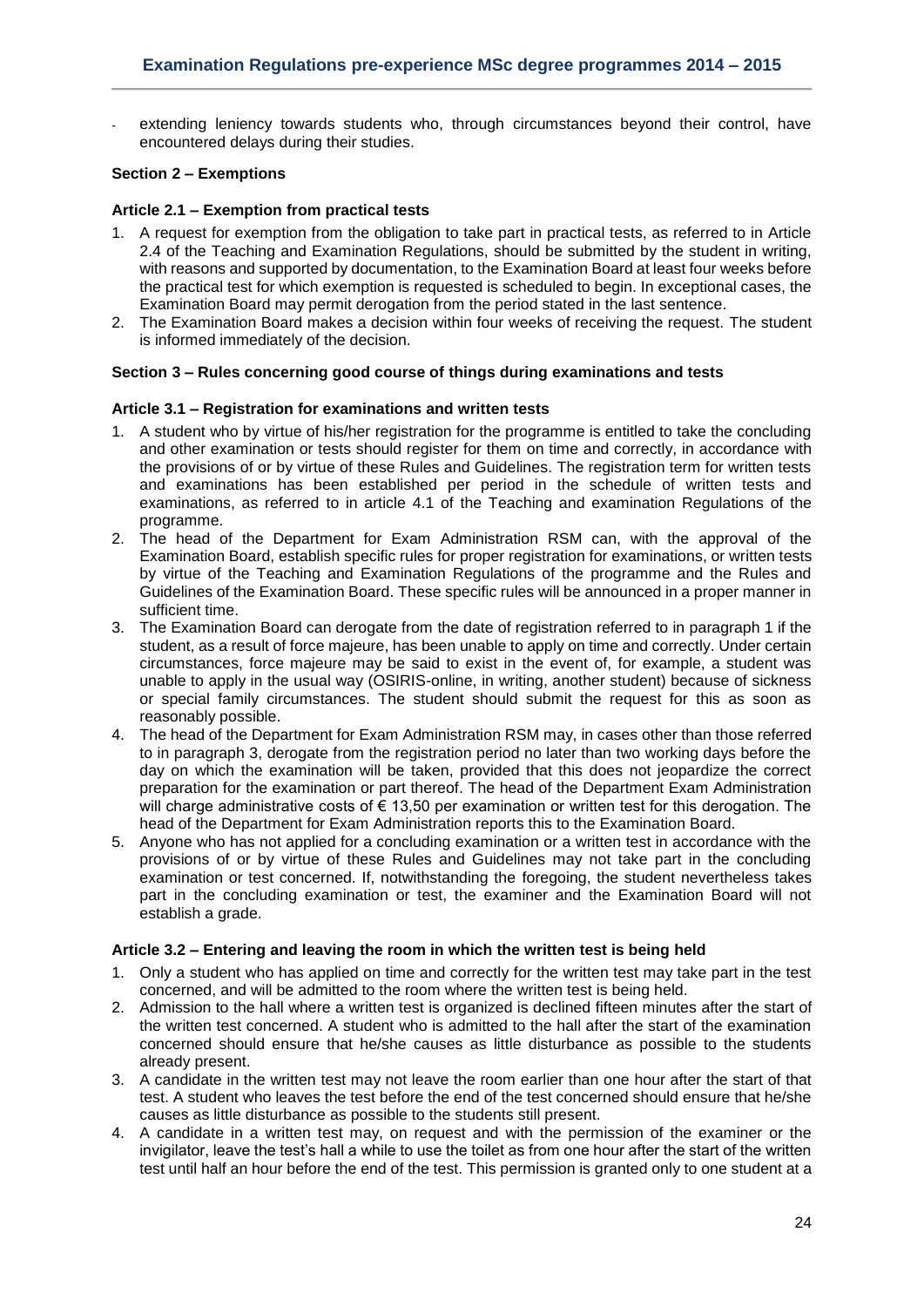- extending leniency towards students who, through circumstances beyond their control, have encountered delays during their studies.

**Section 2 – Exemptions**

**Article 2.1 – Exemption from practical tests**

1. A request for exemption from the obligation to take part in practical tests, as referred to in Article 2.4 of the Teaching and Examination Regulations, should be submitted by the student in writing, with reasons and supported by documentation, to the Examination Board at least four weeks before the practical test for which exemption is requested is scheduled to begin. In exceptional cases, the Examination Board may permit derogation from the period stated in the last sentence.
2. The Examination Board makes a decision within four weeks of receiving the request. The student is informed immediately of the decision.

**Section 3 – Rules concerning good course of things during examinations and tests**

**Article 3.1 – Registration for examinations and written tests**

1. A student who by virtue of his/her registration for the programme is entitled to take the concluding and other examination or tests should register for them on time and correctly, in accordance with the provisions of or by virtue of these Rules and Guidelines. The registration term for written tests and examinations has been established per period in the schedule of written tests and examinations, as referred to in article 4.1 of the Teaching and examination Regulations of the programme.
2. The head of the Department for Exam Administration RSM can, with the approval of the Examination Board, establish specific rules for proper registration for examinations, or written tests by virtue of the Teaching and Examination Regulations of the programme and the Rules and Guidelines of the Examination Board. These specific rules will be announced in a proper manner in sufficient time.
3. The Examination Board can derogate from the date of registration referred to in paragraph 1 if the student, as a result of force majeure, has been unable to apply on time and correctly. Under certain circumstances, force majeure may be said to exist in the event of, for example, a student was unable to apply in the usual way (OSIRIS-online, in writing, another student) because of sickness or special family circumstances. The student should submit the request for this as soon as reasonably possible.
4. The head of the Department for Exam Administration RSM may, in cases other than those referred to in paragraph 3, derogate from the registration period no later than two working days before the day on which the examination will be taken, provided that this does not jeopardize the correct preparation for the examination or part thereof. The head of the Department Exam Administration will charge administrative costs of € 13,50 per examination or written test for this derogation. The head of the Department for Exam Administration reports this to the Examination Board.
5. Anyone who has not applied for a concluding examination or a written test in accordance with the provisions of or by virtue of these Rules and Guidelines may not take part in the concluding examination or test concerned. If, notwithstanding the foregoing, the student nevertheless takes part in the concluding examination or test, the examiner and the Examination Board will not establish a grade.

**Article 3.2 – Entering and leaving the room in which the written test is being held**

1. Only a student who has applied on time and correctly for the written test may take part in the test concerned, and will be admitted to the room where the written test is being held.
2. Admission to the hall where a written test is organized is declined fifteen minutes after the start of the written test concerned. A student who is admitted to the hall after the start of the examination concerned should ensure that he/she causes as little disturbance as possible to the students already present.
3. A candidate in the written test may not leave the room earlier than one hour after the start of that test. A student who leaves the test before the end of the test concerned should ensure that he/she causes as little disturbance as possible to the students still present.
4. A candidate in a written test may, on request and with the permission of the examiner or the invigilator, leave the test's hall a while to use the toilet as from one hour after the start of the written test until half an hour before the end of the test. This permission is granted only to one student at a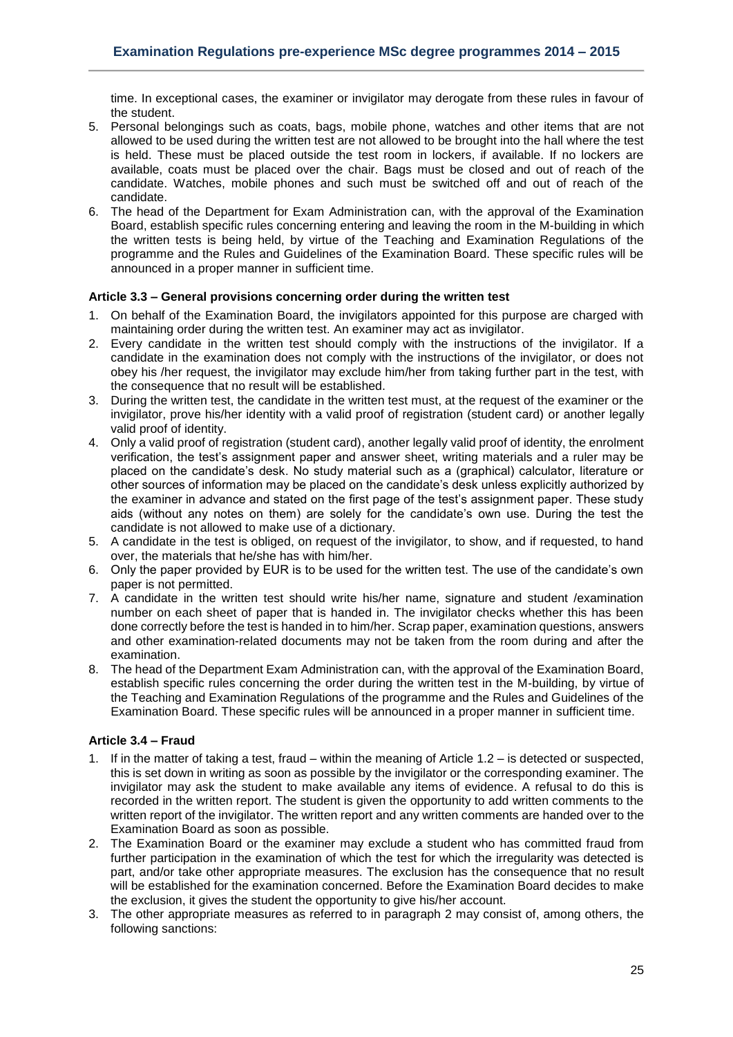time. In exceptional cases, the examiner or invigilator may derogate from these rules in favour of the student.

5. Personal belongings such as coats, bags, mobile phone, watches and other items that are not allowed to be used during the written test are not allowed to be brought into the hall where the test is held. These must be placed outside the test room in lockers, if available. If no lockers are available, coats must be placed over the chair. Bags must be closed and out of reach of the candidate. Watches, mobile phones and such must be switched off and out of reach of the candidate.
6. The head of the Department for Exam Administration can, with the approval of the Examination Board, establish specific rules concerning entering and leaving the room in the M-building in which the written tests is being held, by virtue of the Teaching and Examination Regulations of the programme and the Rules and Guidelines of the Examination Board. These specific rules will be announced in a proper manner in sufficient time.

### Article 3.3 – General provisions concerning order during the written test

1. On behalf of the Examination Board, the invigilators appointed for this purpose are charged with maintaining order during the written test. An examiner may act as invigilator.
2. Every candidate in the written test should comply with the instructions of the invigilator. If a candidate in the examination does not comply with the instructions of the invigilator, or does not obey his /her request, the invigilator may exclude him/her from taking further part in the test, with the consequence that no result will be established.
3. During the written test, the candidate in the written test must, at the request of the examiner or the invigilator, prove his/her identity with a valid proof of registration (student card) or another legally valid proof of identity.
4. Only a valid proof of registration (student card), another legally valid proof of identity, the enrolment verification, the test's assignment paper and answer sheet, writing materials and a ruler may be placed on the candidate's desk. No study material such as a (graphical) calculator, literature or other sources of information may be placed on the candidate's desk unless explicitly authorized by the examiner in advance and stated on the first page of the test's assignment paper. These study aids (without any notes on them) are solely for the candidate's own use. During the test the candidate is not allowed to make use of a dictionary.
5. A candidate in the test is obliged, on request of the invigilator, to show, and if requested, to hand over, the materials that he/she has with him/her.
6. Only the paper provided by EUR is to be used for the written test. The use of the candidate's own paper is not permitted.
7. A candidate in the written test should write his/her name, signature and student /examination number on each sheet of paper that is handed in. The invigilator checks whether this has been done correctly before the test is handed in to him/her. Scrap paper, examination questions, answers and other examination-related documents may not be taken from the room during and after the examination.
8. The head of the Department Exam Administration can, with the approval of the Examination Board, establish specific rules concerning the order during the written test in the M-building, by virtue of the Teaching and Examination Regulations of the programme and the Rules and Guidelines of the Examination Board. These specific rules will be announced in a proper manner in sufficient time.

### Article 3.4 – Fraud

1. If in the matter of taking a test, fraud – within the meaning of Article 1.2 – is detected or suspected, this is set down in writing as soon as possible by the invigilator or the corresponding examiner. The invigilator may ask the student to make available any items of evidence. A refusal to do this is recorded in the written report. The student is given the opportunity to add written comments to the written report of the invigilator. The written report and any written comments are handed over to the Examination Board as soon as possible.
2. The Examination Board or the examiner may exclude a student who has committed fraud from further participation in the examination of which the test for which the irregularity was detected is part, and/or take other appropriate measures. The exclusion has the consequence that no result will be established for the examination concerned. Before the Examination Board decides to make the exclusion, it gives the student the opportunity to give his/her account.
3. The other appropriate measures as referred to in paragraph 2 may consist of, among others, the following sanctions: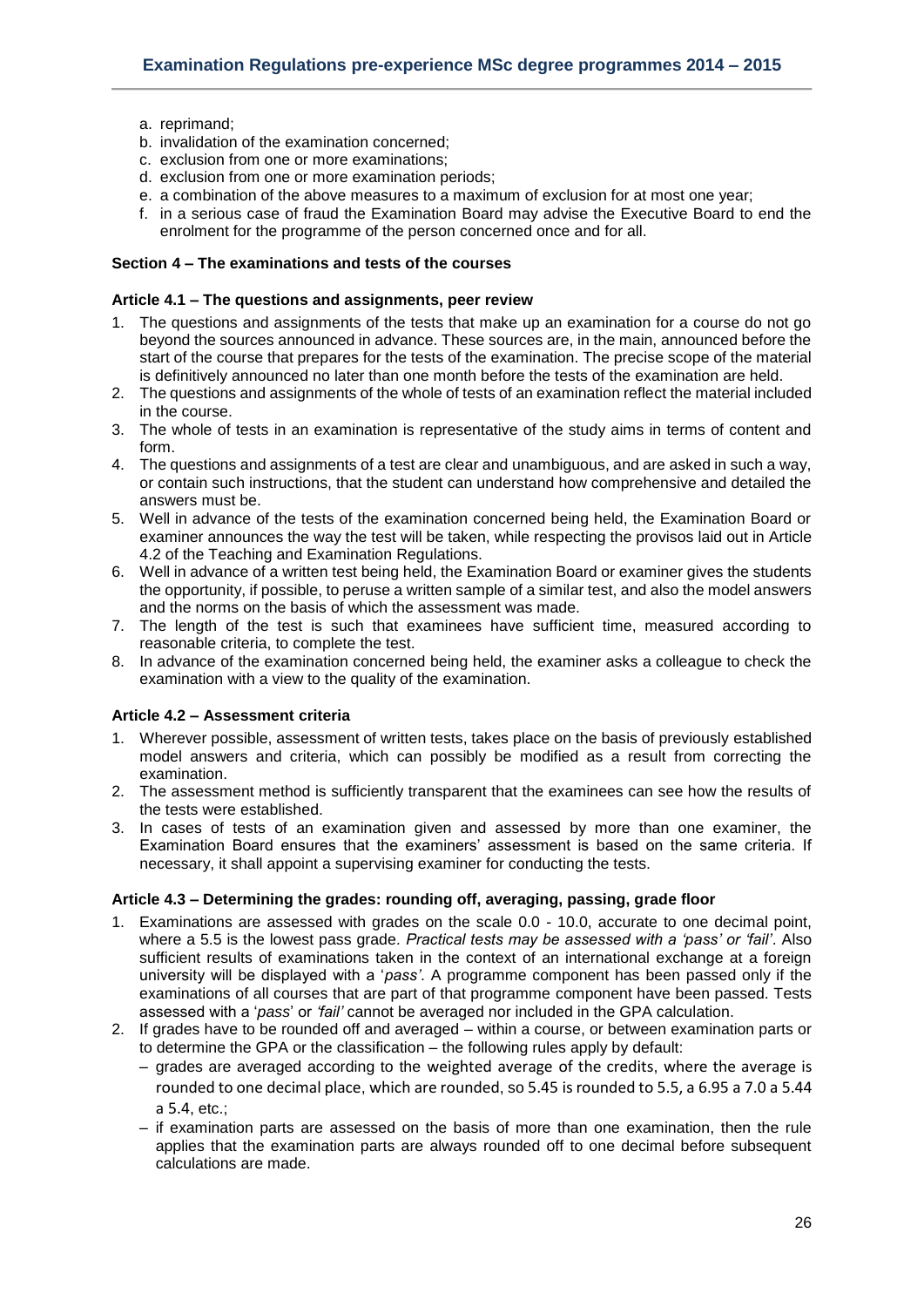a. reprimand;
b. invalidation of the examination concerned;
c. exclusion from one or more examinations;
d. exclusion from one or more examination periods;
e. a combination of the above measures to a maximum of exclusion for at most one year;
f. in a serious case of fraud the Examination Board may advise the Executive Board to end the enrolment for the programme of the person concerned once and for all.

**Section 4 – The examinations and tests of the courses**

**Article 4.1 – The questions and assignments, peer review**

1. The questions and assignments of the tests that make up an examination for a course do not go beyond the sources announced in advance. These sources are, in the main, announced before the start of the course that prepares for the tests of the examination. The precise scope of the material is definitively announced no later than one month before the tests of the examination are held.
2. The questions and assignments of the whole of tests of an examination reflect the material included in the course.
3. The whole of tests in an examination is representative of the study aims in terms of content and form.
4. The questions and assignments of a test are clear and unambiguous, and are asked in such a way, or contain such instructions, that the student can understand how comprehensive and detailed the answers must be.
5. Well in advance of the tests of the examination concerned being held, the Examination Board or examiner announces the way the test will be taken, while respecting the provisos laid out in Article 4.2 of the Teaching and Examination Regulations.
6. Well in advance of a written test being held, the Examination Board or examiner gives the students the opportunity, if possible, to peruse a written sample of a similar test, and also the model answers and the norms on the basis of which the assessment was made.
7. The length of the test is such that examinees have sufficient time, measured according to reasonable criteria, to complete the test.
8. In advance of the examination concerned being held, the examiner asks a colleague to check the examination with a view to the quality of the examination.

**Article 4.2 – Assessment criteria**

1. Wherever possible, assessment of written tests, takes place on the basis of previously established model answers and criteria, which can possibly be modified as a result from correcting the examination.
2. The assessment method is sufficiently transparent that the examinees can see how the results of the tests were established.
3. In cases of tests of an examination given and assessed by more than one examiner, the Examination Board ensures that the examiners' assessment is based on the same criteria. If necessary, it shall appoint a supervising examiner for conducting the tests.

**Article 4.3 – Determining the grades: rounding off, averaging, passing, grade floor**

1. Examinations are assessed with grades on the scale 0.0 - 10.0, accurate to one decimal point, where a 5.5 is the lowest pass grade. *Practical tests may be assessed with a 'pass' or 'fail'*. Also sufficient results of examinations taken in the context of an international exchange at a foreign university will be displayed with a '*pass'*. A programme component has been passed only if the examinations of all courses that are part of that programme component have been passed. Tests assessed with a '*pass*' or *'fail'* cannot be averaged nor included in the GPA calculation.
2. If grades have to be rounded off and averaged – within a course, or between examination parts or to determine the GPA or the classification – the following rules apply by default:
   - grades are averaged according to the weighted average of the credits, where the average is rounded to one decimal place, which are rounded, so 5.45 is rounded to 5.5, a 6.95 a 7.0 a 5.44 a 5.4, etc.;
   - if examination parts are assessed on the basis of more than one examination, then the rule applies that the examination parts are always rounded off to one decimal before subsequent calculations are made.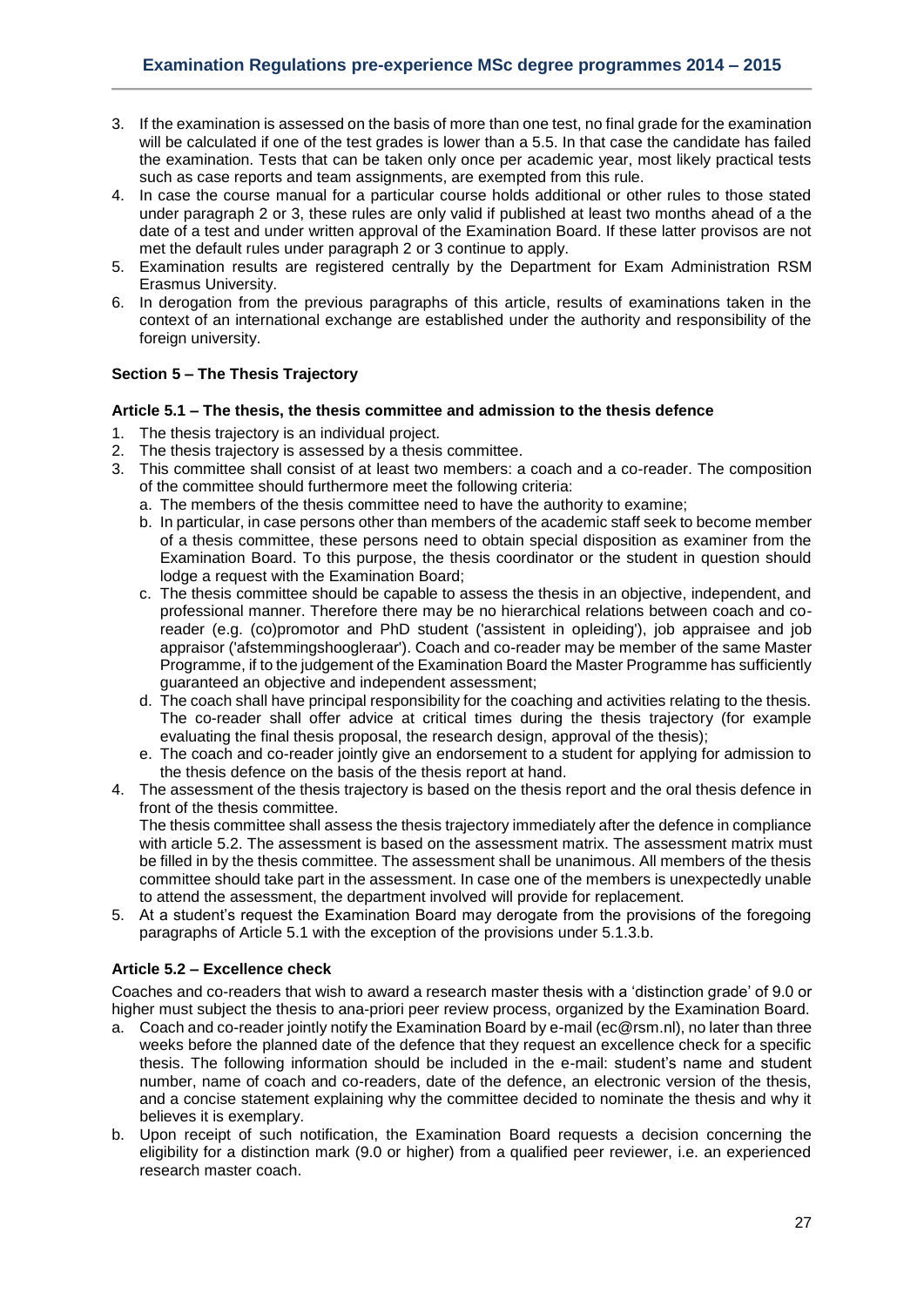3. If the examination is assessed on the basis of more than one test, no final grade for the examination will be calculated if one of the test grades is lower than a 5.5. In that case the candidate has failed the examination. Tests that can be taken only once per academic year, most likely practical tests such as case reports and team assignments, are exempted from this rule.
4. In case the course manual for a particular course holds additional or other rules to those stated under paragraph 2 or 3, these rules are only valid if published at least two months ahead of a the date of a test and under written approval of the Examination Board. If these latter provisos are not met the default rules under paragraph 2 or 3 continue to apply.
5. Examination results are registered centrally by the Department for Exam Administration RSM Erasmus University.
6. In derogation from the previous paragraphs of this article, results of examinations taken in the context of an international exchange are established under the authority and responsibility of the foreign university.

## Section 5 – The Thesis Trajectory

### Article 5.1 – The thesis, the thesis committee and admission to the thesis defence

1. The thesis trajectory is an individual project.
2. The thesis trajectory is assessed by a thesis committee.
3. This committee shall consist of at least two members: a coach and a co-reader. The composition of the committee should furthermore meet the following criteria:
   a. The members of the thesis committee need to have the authority to examine;
   b. In particular, in case persons other than members of the academic staff seek to become member of a thesis committee, these persons need to obtain special disposition as examiner from the Examination Board. To this purpose, the thesis coordinator or the student in question should lodge a request with the Examination Board;
   c. The thesis committee should be capable to assess the thesis in an objective, independent, and professional manner. Therefore there may be no hierarchical relations between coach and co-reader (e.g. (co)promotor and PhD student ('assistent in opleiding'), job appraisee and job appraisor ('afstemmingshoogleraar'). Coach and co-reader may be member of the same Master Programme, if to the judgement of the Examination Board the Master Programme has sufficiently guaranteed an objective and independent assessment;
   d. The coach shall have principal responsibility for the coaching and activities relating to the thesis. The co-reader shall offer advice at critical times during the thesis trajectory (for example evaluating the final thesis proposal, the research design, approval of the thesis);
   e. The coach and co-reader jointly give an endorsement to a student for applying for admission to the thesis defence on the basis of the thesis report at hand.
4. The assessment of the thesis trajectory is based on the thesis report and the oral thesis defence in front of the thesis committee.
   The thesis committee shall assess the thesis trajectory immediately after the defence in compliance with article 5.2. The assessment is based on the assessment matrix. The assessment matrix must be filled in by the thesis committee. The assessment shall be unanimous. All members of the thesis committee should take part in the assessment. In case one of the members is unexpectedly unable to attend the assessment, the department involved will provide for replacement.
5. At a student's request the Examination Board may derogate from the provisions of the foregoing paragraphs of Article 5.1 with the exception of the provisions under 5.1.3.b.

### Article 5.2 – Excellence check

Coaches and co-readers that wish to award a research master thesis with a 'distinction grade' of 9.0 or higher must subject the thesis to ana-priori peer review process, organized by the Examination Board.

a. Coach and co-reader jointly notify the Examination Board by e-mail (ec@rsm.nl), no later than three weeks before the planned date of the defence that they request an excellence check for a specific thesis. The following information should be included in the e-mail: student's name and student number, name of coach and co-readers, date of the defence, an electronic version of the thesis, and a concise statement explaining why the committee decided to nominate the thesis and why it believes it is exemplary.
b. Upon receipt of such notification, the Examination Board requests a decision concerning the eligibility for a distinction mark (9.0 or higher) from a qualified peer reviewer, i.e. an experienced research master coach.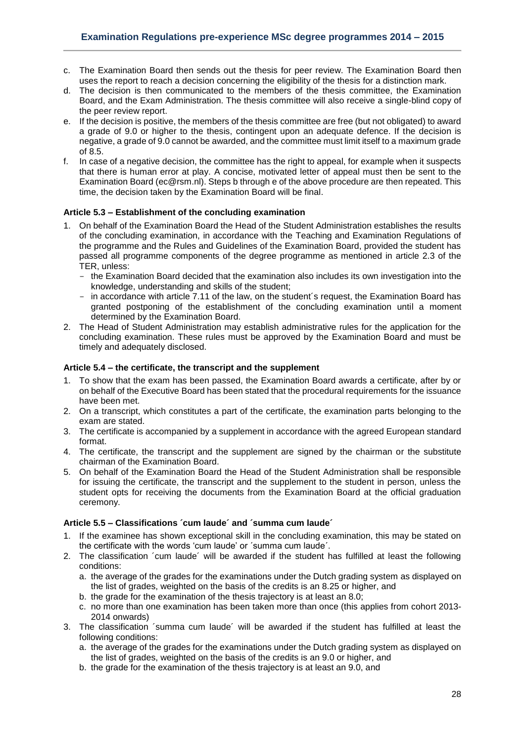c. The Examination Board then sends out the thesis for peer review. The Examination Board then uses the report to reach a decision concerning the eligibility of the thesis for a distinction mark.
d. The decision is then communicated to the members of the thesis committee, the Examination Board, and the Exam Administration. The thesis committee will also receive a single-blind copy of the peer review report.
e. If the decision is positive, the members of the thesis committee are free (but not obligated) to award a grade of 9.0 or higher to the thesis, contingent upon an adequate defence. If the decision is negative, a grade of 9.0 cannot be awarded, and the committee must limit itself to a maximum grade of 8.5.
f. In case of a negative decision, the committee has the right to appeal, for example when it suspects that there is human error at play. A concise, motivated letter of appeal must then be sent to the Examination Board (ec@rsm.nl). Steps b through e of the above procedure are then repeated. This time, the decision taken by the Examination Board will be final.

### Article 5.3 – Establishment of the concluding examination

1. On behalf of the Examination Board the Head of the Student Administration establishes the results of the concluding examination, in accordance with the Teaching and Examination Regulations of the programme and the Rules and Guidelines of the Examination Board, provided the student has passed all programme components of the degree programme as mentioned in article 2.3 of the TER, unless:
   - the Examination Board decided that the examination also includes its own investigation into the knowledge, understanding and skills of the student;
   - in accordance with article 7.11 of the law, on the student´s request, the Examination Board has granted postponing of the establishment of the concluding examination until a moment determined by the Examination Board.
2. The Head of Student Administration may establish administrative rules for the application for the concluding examination. These rules must be approved by the Examination Board and must be timely and adequately disclosed.

### Article 5.4 – the certificate, the transcript and the supplement

1. To show that the exam has been passed, the Examination Board awards a certificate, after by or on behalf of the Executive Board has been stated that the procedural requirements for the issuance have been met.
2. On a transcript, which constitutes a part of the certificate, the examination parts belonging to the exam are stated.
3. The certificate is accompanied by a supplement in accordance with the agreed European standard format.
4. The certificate, the transcript and the supplement are signed by the chairman or the substitute chairman of the Examination Board.
5. On behalf of the Examination Board the Head of the Student Administration shall be responsible for issuing the certificate, the transcript and the supplement to the student in person, unless the student opts for receiving the documents from the Examination Board at the official graduation ceremony.

### Article 5.5 – Classifications ´cum laude´ and ´summa cum laude´

1. If the examinee has shown exceptional skill in the concluding examination, this may be stated on the certificate with the words 'cum laude' or ´summa cum laude´.
2. The classification ´cum laude´ will be awarded if the student has fulfilled at least the following conditions:
   a. the average of the grades for the examinations under the Dutch grading system as displayed on the list of grades, weighted on the basis of the credits is an 8.25 or higher, and
   b. the grade for the examination of the thesis trajectory is at least an 8.0;
   c. no more than one examination has been taken more than once (this applies from cohort 2013-2014 onwards)
3. The classification ´summa cum laude´ will be awarded if the student has fulfilled at least the following conditions:
   a. the average of the grades for the examinations under the Dutch grading system as displayed on the list of grades, weighted on the basis of the credits is an 9.0 or higher, and
   b. the grade for the examination of the thesis trajectory is at least an 9.0, and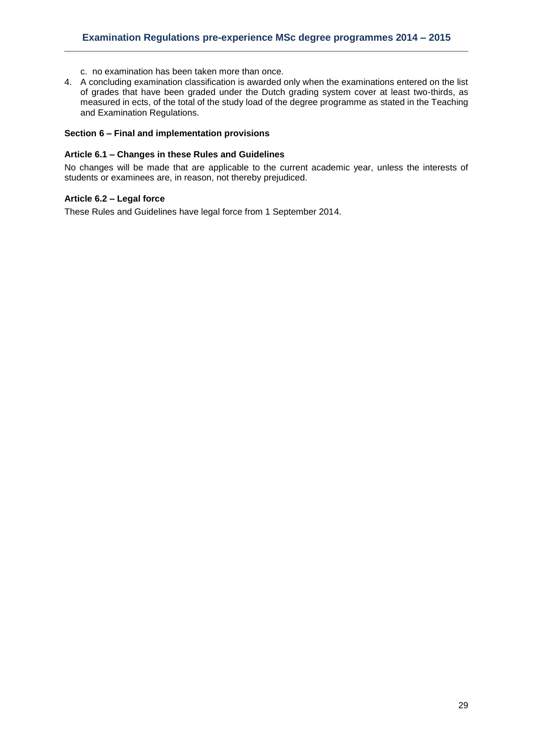c. no examination has been taken more than once.

4. A concluding examination classification is awarded only when the examinations entered on the list of grades that have been graded under the Dutch grading system cover at least two-thirds, as measured in ects, of the total of the study load of the degree programme as stated in the Teaching and Examination Regulations.

## Section 6 – Final and implementation provisions

### Article 6.1 – Changes in these Rules and Guidelines

No changes will be made that are applicable to the current academic year, unless the interests of students or examinees are, in reason, not thereby prejudiced.

### Article 6.2 – Legal force

These Rules and Guidelines have legal force from 1 September 2014.